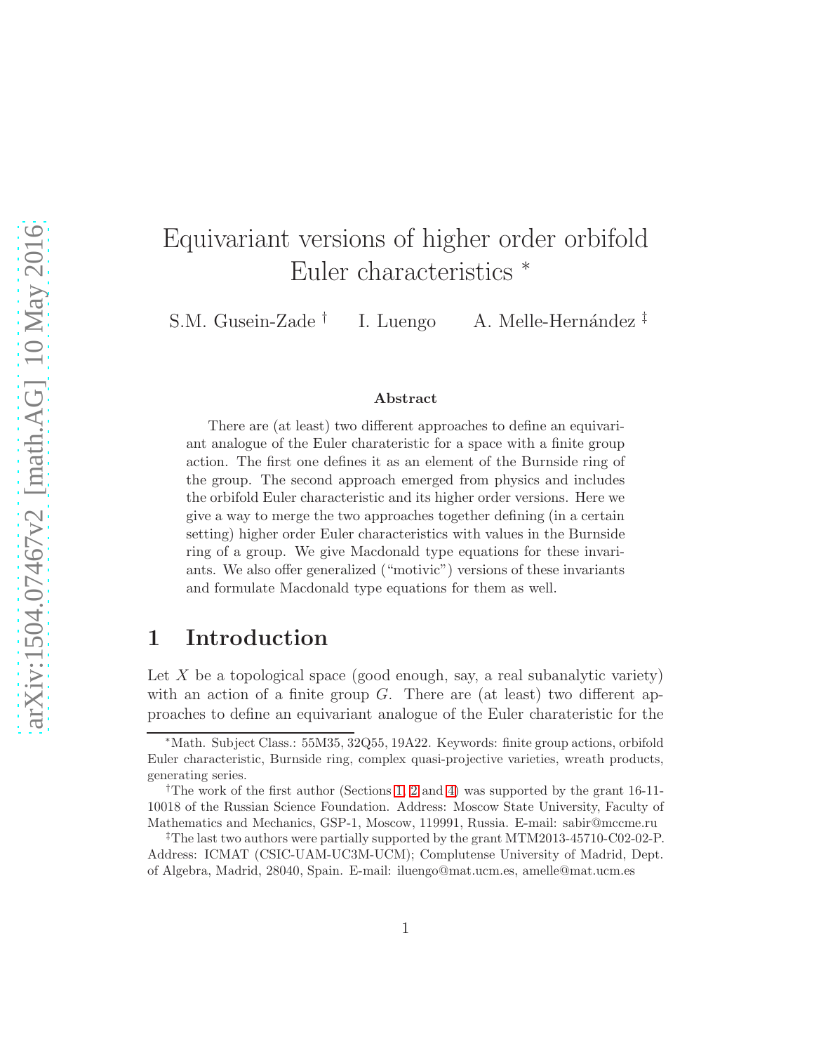# Equivariant versions of higher order orbifold Euler characteristics *

S.M. Gusein-Zade † I. Luengo A. Melle-Hernández ‡

### Abstract

There are (at least) two different approaches to define an equivariant analogue of the Euler charateristic for a space with a finite group action. The first one defines it as an element of the Burnside ring of the group. The second approach emerged from physics and includes the orbifold Euler characteristic and its higher order versions. Here we give a way to merge the two approaches together defining (in a certain setting) higher order Euler characteristics with values in the Burnside ring of a group. We give Macdonald type equations for these invariants. We also offer generalized ("motivic") versions of these invariants and formulate Macdonald type equations for them as well.

## 1 Introduction

Let $X$ be a topological space (good enough, say, a real subanalytic variety) with an action of a finite group $G$. There are (at least) two different approaches to define an equivariant analogue of the Euler charateristic for the

---

*Math. Subject Class.: 55M35, 32Q55, 19A22. Keywords: finite group actions, orbifold Euler characteristic, Burnside ring, complex quasi-projective varieties, wreath products, generating series.

†The work of the first author (Sections 1, 2 and 4) was supported by the grant 16-11-10018 of the Russian Science Foundation. Address: Moscow State University, Faculty of Mathematics and Mechanics, GSP-1, Moscow, 119991, Russia. E-mail: sabir@mccme.ru

‡The last two authors were partially supported by the grant MTM2013-45710-C02-02-P. Address: ICMAT (CSIC-UAM-UC3M-UCM); Complutense University of Madrid, Dept. of Algebra, Madrid, 28040, Spain. E-mail: iluengo@mat.ucm.es, amelle@mat.ucm.es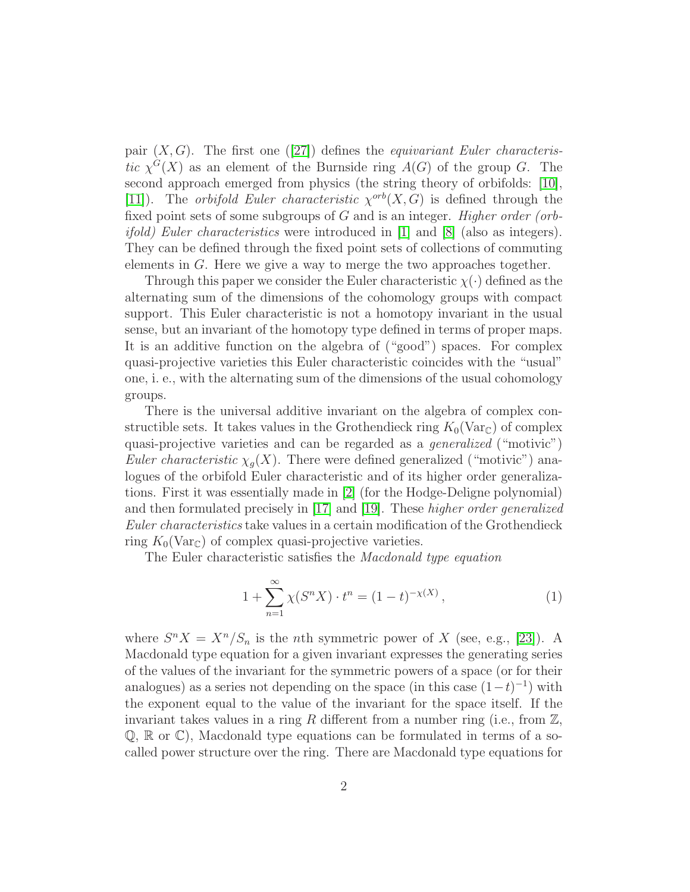pair $(X, G)$. The first one ([27]) defines the *equivariant Euler characteristic* $\chi^G(X)$ as an element of the Burnside ring $A(G)$ of the group $G$. The second approach emerged from physics (the string theory of orbifolds: [10], [11]). The *orbifold Euler characteristic* $\chi^{orb}(X, G)$ is defined through the fixed point sets of some subgroups of $G$ and is an integer. *Higher order (orbifold) Euler characteristics* were introduced in [1] and [8] (also as integers). They can be defined through the fixed point sets of collections of commuting elements in $G$. Here we give a way to merge the two approaches together.

Through this paper we consider the Euler characteristic $\chi(\cdot)$ defined as the alternating sum of the dimensions of the cohomology groups with compact support. This Euler characteristic is not a homotopy invariant in the usual sense, but an invariant of the homotopy type defined in terms of proper maps. It is an additive function on the algebra of ("good") spaces. For complex quasi-projective varieties this Euler characteristic coincides with the "usual" one, i. e., with the alternating sum of the dimensions of the usual cohomology groups.

There is the universal additive invariant on the algebra of complex constructible sets. It takes values in the Grothendieck ring $K_0(\mathrm{Var}_{\mathbb{C}})$ of complex quasi-projective varieties and can be regarded as a *generalized* ("motivic") *Euler characteristic* $\chi_g(X)$. There were defined generalized ("motivic") analogues of the orbifold Euler characteristic and of its higher order generalizations. First it was essentially made in [2] (for the Hodge-Deligne polynomial) and then formulated precisely in [17] and [19]. These *higher order generalized Euler characteristics* take values in a certain modification of the Grothendieck ring $K_0(\mathrm{Var}_{\mathbb{C}})$ of complex quasi-projective varieties.

The Euler characteristic satisfies the *Macdonald type equation*

$$1 + \sum_{n=1}^{\infty} \chi(S^n X) \cdot t^n = (1-t)^{-\chi(X)}\,, \tag{1}$$

where $S^n X = X^n / S_n$ is the $n$th symmetric power of $X$ (see, e.g., [23]). A Macdonald type equation for a given invariant expresses the generating series of the values of the invariant for the symmetric powers of a space (or for their analogues) as a series not depending on the space (in this case $(1-t)^{-1}$) with the exponent equal to the value of the invariant for the space itself. If the invariant takes values in a ring $R$ different from a number ring (i.e., from $\mathbb{Z}$, $\mathbb{Q}$, $\mathbb{R}$ or $\mathbb{C}$), Macdonald type equations can be formulated in terms of a so-called power structure over the ring. There are Macdonald type equations for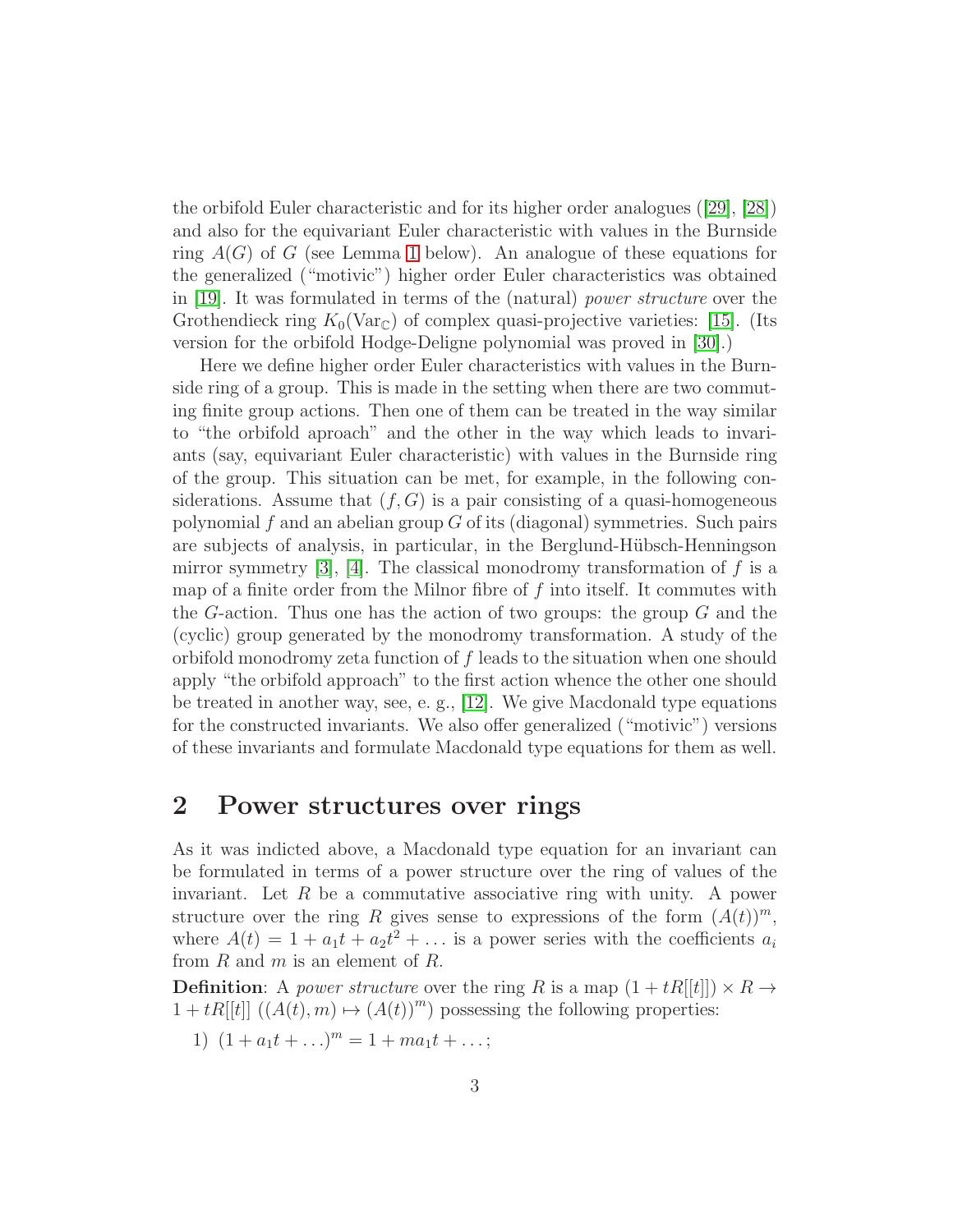the orbifold Euler characteristic and for its higher order analogues ([29], [28]) and also for the equivariant Euler characteristic with values in the Burnside ring $A(G)$ of $G$ (see Lemma 1 below). An analogue of these equations for the generalized ("motivic") higher order Euler characteristics was obtained in [19]. It was formulated in terms of the (natural) *power structure* over the Grothendieck ring $K_0(\mathrm{Var}_{\mathbb{C}})$ of complex quasi-projective varieties: [15]. (Its version for the orbifold Hodge-Deligne polynomial was proved in [30].)

Here we define higher order Euler characteristics with values in the Burnside ring of a group. This is made in the setting when there are two commuting finite group actions. Then one of them can be treated in the way similar to "the orbifold aproach" and the other in the way which leads to invariants (say, equivariant Euler characteristic) with values in the Burnside ring of the group. This situation can be met, for example, in the following considerations. Assume that $(f, G)$ is a pair consisting of a quasi-homogeneous polynomial $f$ and an abelian group $G$ of its (diagonal) symmetries. Such pairs are subjects of analysis, in particular, in the Berglund-Hübsch-Henningson mirror symmetry [3], [4]. The classical monodromy transformation of $f$ is a map of a finite order from the Milnor fibre of $f$ into itself. It commutes with the $G$-action. Thus one has the action of two groups: the group $G$ and the (cyclic) group generated by the monodromy transformation. A study of the orbifold monodromy zeta function of $f$ leads to the situation when one should apply "the orbifold approach" to the first action whence the other one should be treated in another way, see, e. g., [12]. We give Macdonald type equations for the constructed invariants. We also offer generalized ("motivic") versions of these invariants and formulate Macdonald type equations for them as well.

## 2 Power structures over rings

As it was indicted above, a Macdonald type equation for an invariant can be formulated in terms of a power structure over the ring of values of the invariant. Let $R$ be a commutative associative ring with unity. A power structure over the ring $R$ gives sense to expressions of the form $(A(t))^m$, where $A(t) = 1 + a_1t + a_2t^2 + \ldots$ is a power series with the coefficients $a_i$ from $R$ and $m$ is an element of $R$.

**Definition**: A *power structure* over the ring $R$ is a map $(1 + tR[[t]]) \times R \to 1 + tR[[t]]$ $((A(t), m) \mapsto (A(t))^m)$ possessing the following properties:

1) $(1 + a_1t + \ldots)^m = 1 + ma_1t + \ldots;$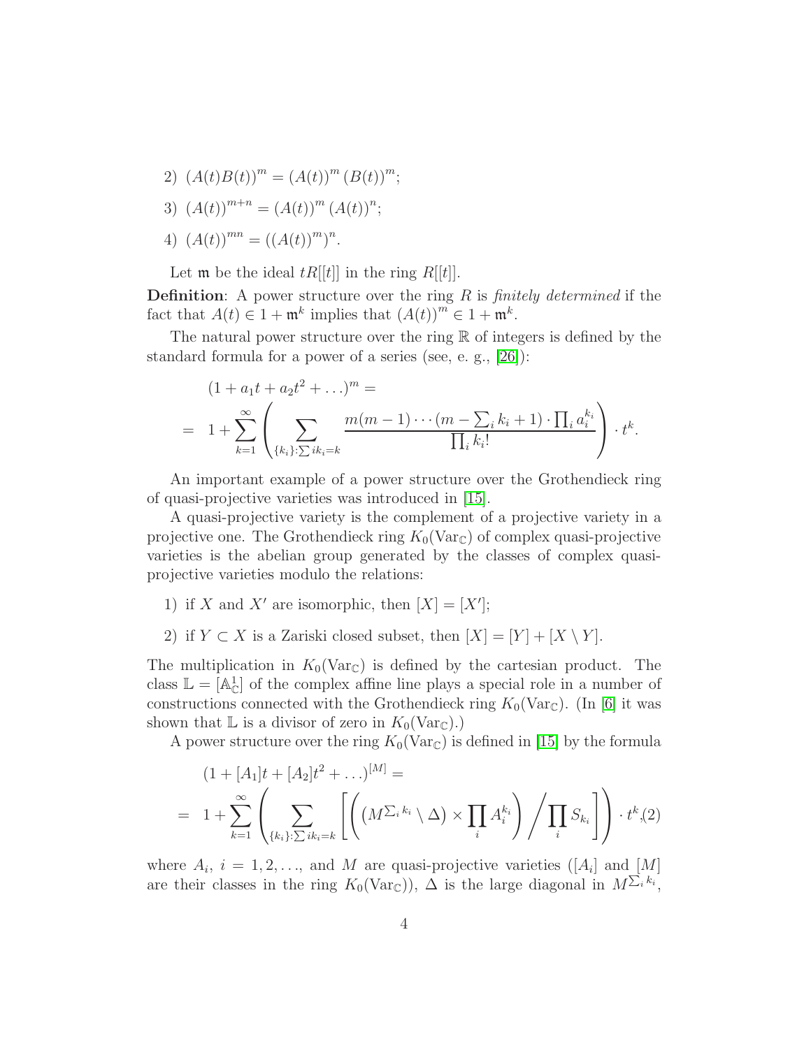2) $(A(t)B(t))^m = (A(t))^m (B(t))^m$;

3) $(A(t))^{m+n} = (A(t))^m (A(t))^n$;

4) $(A(t))^{mn} = ((A(t))^m)^n$.

Let $\mathfrak{m}$ be the ideal $tR[[t]]$ in the ring $R[[t]]$.

**Definition**: A power structure over the ring $R$ is *finitely determined* if the fact that $A(t) \in 1 + \mathfrak{m}^k$ implies that $(A(t))^m \in 1 + \mathfrak{m}^k$.

The natural power structure over the ring $\mathbb{R}$ of integers is defined by the standard formula for a power of a series (see, e. g., [26]):

$$
\begin{aligned}
&(1 + a_1 t + a_2 t^2 + \ldots)^m = \\
= \;\; & 1 + \sum_{k=1}^{\infty} \left( \sum_{\{k_i\}:\sum i k_i = k} \frac{m(m-1)\cdots(m - \sum_i k_i + 1) \cdot \prod_i a_i^{k_i}}{\prod_i k_i!} \right) \cdot t^k.
\end{aligned}
$$

An important example of a power structure over the Grothendieck ring of quasi-projective varieties was introduced in [15].

A quasi-projective variety is the complement of a projective variety in a projective one. The Grothendieck ring $K_0(\mathrm{Var}_{\mathbb{C}})$ of complex quasi-projective varieties is the abelian group generated by the classes of complex quasi-projective varieties modulo the relations:

1) if $X$ and $X'$ are isomorphic, then $[X] = [X']$;

2) if $Y \subset X$ is a Zariski closed subset, then $[X] = [Y] + [X \setminus Y]$.

The multiplication in $K_0(\mathrm{Var}_{\mathbb{C}})$ is defined by the cartesian product. The class $\mathbb{L} = [\mathbb{A}^1_{\mathbb{C}}]$ of the complex affine line plays a special role in a number of constructions connected with the Grothendieck ring $K_0(\mathrm{Var}_{\mathbb{C}})$. (In [6] it was shown that $\mathbb{L}$ is a divisor of zero in $K_0(\mathrm{Var}_{\mathbb{C}})$.)

A power structure over the ring $K_0(\mathrm{Var}_{\mathbb{C}})$ is defined in [15] by the formula

$$
\begin{aligned}
&(1 + [A_1]t + [A_2]t^2 + \ldots)^{[M]} = \\
= \;\; & 1 + \sum_{k=1}^{\infty} \left( \sum_{\{k_i\}:\sum i k_i = k} \left[ \left( \left( M^{\sum_i k_i} \setminus \Delta \right) \times \prod_i A_i^{k_i} \right) \Big/ \prod_i S_{k_i} \right] \right) \cdot t^k, \qquad (2)
\end{aligned}
$$

where $A_i$, $i = 1, 2, \ldots$, and $M$ are quasi-projective varieties ($[A_i]$ and $[M]$ are their classes in the ring $K_0(\mathrm{Var}_{\mathbb{C}})$), $\Delta$ is the large diagonal in $M^{\sum_i k_i}$,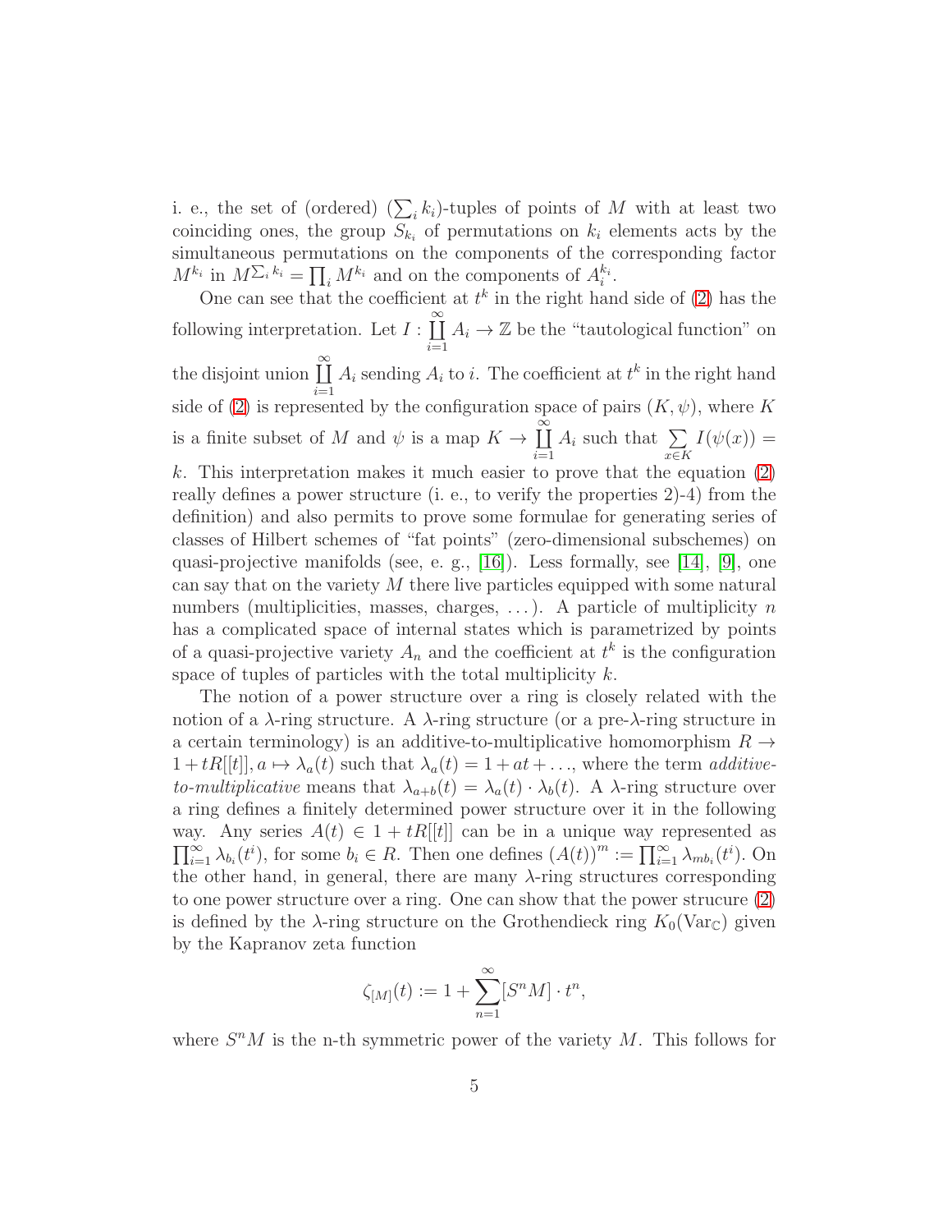i. e., the set of (ordered) $(\sum_i k_i)$-tuples of points of $M$ with at least two coinciding ones, the group $S_{k_i}$ of permutations on $k_i$ elements acts by the simultaneous permutations on the components of the corresponding factor $M^{k_i}$ in $M^{\sum_i k_i} = \prod_i M^{k_i}$ and on the components of $A_i^{k_i}$.

One can see that the coefficient at $t^k$ in the right hand side of (2) has the following interpretation. Let $I : \coprod_{i=1}^{\infty} A_i \to \mathbb{Z}$ be the "tautological function" on the disjoint union $\coprod_{i=1}^{\infty} A_i$ sending $A_i$ to $i$. The coefficient at $t^k$ in the right hand side of (2) is represented by the configuration space of pairs $(K, \psi)$, where $K$ is a finite subset of $M$ and $\psi$ is a map $K \to \coprod_{i=1}^{\infty} A_i$ such that $\sum_{x \in K} I(\psi(x)) = k$. This interpretation makes it much easier to prove that the equation (2) really defines a power structure (i. e., to verify the properties 2)-4) from the definition) and also permits to prove some formulae for generating series of classes of Hilbert schemes of "fat points" (zero-dimensional subschemes) on quasi-projective manifolds (see, e. g., [16]). Less formally, see [14], [9], one can say that on the variety $M$ there live particles equipped with some natural numbers (multiplicities, masses, charges, ...). A particle of multiplicity $n$ has a complicated space of internal states which is parametrized by points of a quasi-projective variety $A_n$ and the coefficient at $t^k$ is the configuration space of tuples of particles with the total multiplicity $k$.

The notion of a power structure over a ring is closely related with the notion of a $\lambda$-ring structure. A $\lambda$-ring structure (or a pre-$\lambda$-ring structure in a certain terminology) is an additive-to-multiplicative homomorphism $R \to 1 + tR[[t]]$, $a \mapsto \lambda_a(t)$ such that $\lambda_a(t) = 1 + at + \ldots$, where the term *additive-to-multiplicative* means that $\lambda_{a+b}(t) = \lambda_a(t) \cdot \lambda_b(t)$. A $\lambda$-ring structure over a ring defines a finitely determined power structure over it in the following way. Any series $A(t) \in 1 + tR[[t]]$ can be in a unique way represented as $\prod_{i=1}^{\infty} \lambda_{b_i}(t^i)$, for some $b_i \in R$. Then one defines $(A(t))^m := \prod_{i=1}^{\infty} \lambda_{mb_i}(t^i)$. On the other hand, in general, there are many $\lambda$-ring structures corresponding to one power structure over a ring. One can show that the power strucure (2) is defined by the $\lambda$-ring structure on the Grothendieck ring $K_0(\mathrm{Var}_{\mathbb{C}})$ given by the Kapranov zeta function

$$\zeta_{[M]}(t) := 1 + \sum_{n=1}^{\infty} [S^n M] \cdot t^n,$$

where $S^n M$ is the n-th symmetric power of the variety $M$. This follows for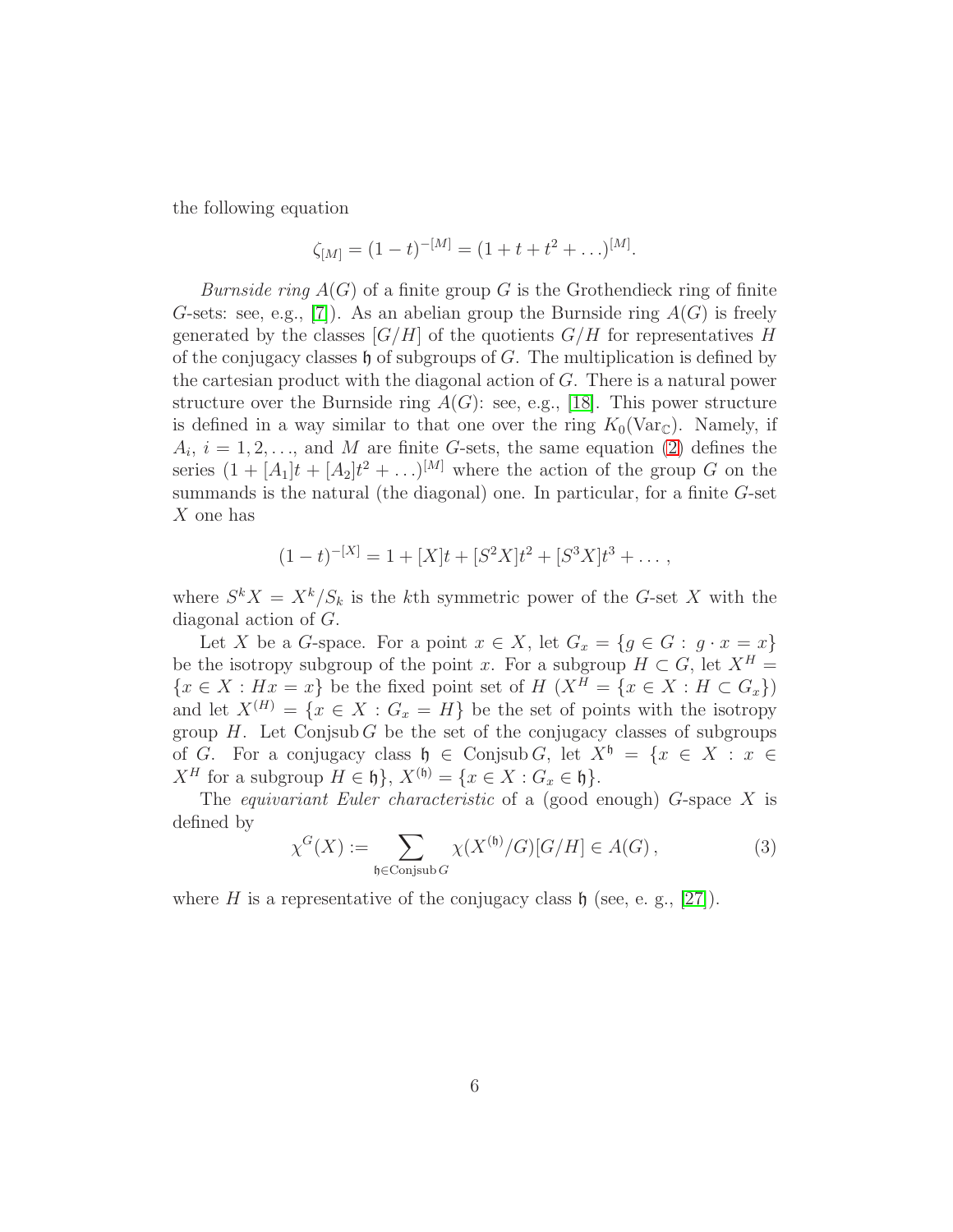the following equation

$$\zeta_{[M]} = (1-t)^{-[M]} = (1+t+t^2+\ldots)^{[M]}.$$

*Burnside ring* $A(G)$ of a finite group $G$ is the Grothendieck ring of finite $G$-sets: see, e.g., [7]). As an abelian group the Burnside ring $A(G)$ is freely generated by the classes $[G/H]$ of the quotients $G/H$ for representatives $H$ of the conjugacy classes $\mathfrak{h}$ of subgroups of $G$. The multiplication is defined by the cartesian product with the diagonal action of $G$. There is a natural power structure over the Burnside ring $A(G)$: see, e.g., [18]. This power structure is defined in a way similar to that one over the ring $K_0(\mathrm{Var}_{\mathbb{C}})$. Namely, if $A_i$, $i = 1, 2, \ldots$, and $M$ are finite $G$-sets, the same equation (2) defines the series $(1 + [A_1]t + [A_2]t^2 + \ldots)^{[M]}$ where the action of the group $G$ on the summands is the natural (the diagonal) one. In particular, for a finite $G$-set $X$ one has

$$(1-t)^{-[X]} = 1 + [X]t + [S^2X]t^2 + [S^3X]t^3 + \ldots\,,$$

where $S^kX = X^k/S_k$ is the $k$th symmetric power of the $G$-set $X$ with the diagonal action of $G$.

Let $X$ be a $G$-space. For a point $x \in X$, let $G_x = \{g \in G : g \cdot x = x\}$ be the isotropy subgroup of the point $x$. For a subgroup $H \subset G$, let $X^H = \{x \in X : Hx = x\}$ be the fixed point set of $H$ ($X^H = \{x \in X : H \subset G_x\}$) and let $X^{(H)} = \{x \in X : G_x = H\}$ be the set of points with the isotropy group $H$. Let $\mathrm{Conjsub}\, G$ be the set of the conjugacy classes of subgroups of $G$. For a conjugacy class $\mathfrak{h} \in \mathrm{Conjsub}\, G$, let $X^{\mathfrak{h}} = \{x \in X : x \in X^H \text{ for a subgroup } H \in \mathfrak{h}\}$, $X^{(\mathfrak{h})} = \{x \in X : G_x \in \mathfrak{h}\}$.

The *equivariant Euler characteristic* of a (good enough) $G$-space $X$ is defined by

$$\chi^G(X) := \sum_{\mathfrak{h} \in \mathrm{Conjsub}\, G} \chi(X^{(\mathfrak{h})}/G)[G/H] \in A(G)\,, \tag{3}$$

where $H$ is a representative of the conjugacy class $\mathfrak{h}$ (see, e. g., [27]).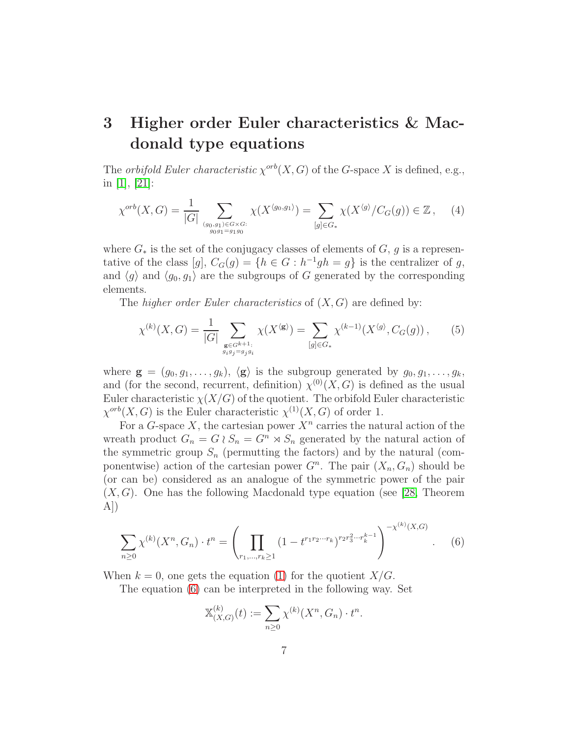# 3 Higher order Euler characteristics & Macdonald type equations

The *orbifold Euler characteristic* $\chi^{orb}(X,G)$ of the $G$-space $X$ is defined, e.g., in [1], [21]:

$$\chi^{orb}(X,G) = \frac{1}{|G|} \sum_{\substack{(g_0,g_1)\in G\times G:\\ g_0g_1=g_1g_0}} \chi(X^{\langle g_0,g_1\rangle}) = \sum_{[g]\in G_*} \chi(X^{\langle g\rangle}/C_G(g)) \in \mathbb{Z}\,, \quad (4)$$

where $G_*$ is the set of the conjugacy classes of elements of $G$, $g$ is a representative of the class $[g]$, $C_G(g) = \{h \in G : h^{-1}gh = g\}$ is the centralizer of $g$, and $\langle g\rangle$ and $\langle g_0, g_1\rangle$ are the subgroups of $G$ generated by the corresponding elements.

The *higher order Euler characteristics* of $(X, G)$ are defined by:

$$\chi^{(k)}(X,G) = \frac{1}{|G|} \sum_{\substack{\mathbf{g}\in G^{k+1}:\\ g_ig_j=g_jg_i}} \chi(X^{\langle \mathbf{g}\rangle}) = \sum_{[g]\in G_*} \chi^{(k-1)}(X^{\langle g\rangle}, C_G(g))\,, \quad (5)$$

where $\mathbf{g} = (g_0, g_1, \ldots, g_k)$, $\langle \mathbf{g}\rangle$ is the subgroup generated by $g_0, g_1, \ldots, g_k$, and (for the second, recurrent, definition) $\chi^{(0)}(X,G)$ is defined as the usual Euler characteristic $\chi(X/G)$ of the quotient. The orbifold Euler characteristic $\chi^{orb}(X,G)$ is the Euler characteristic $\chi^{(1)}(X,G)$ of order 1.

For a $G$-space $X$, the cartesian power $X^n$ carries the natural action of the wreath product $G_n = G \wr S_n = G^n \rtimes S_n$ generated by the natural action of the symmetric group $S_n$ (permutting the factors) and by the natural (componentwise) action of the cartesian power $G^n$. The pair $(X_n, G_n)$ should be (or can be) considered as an analogue of the symmetric power of the pair $(X, G)$. One has the following Macdonald type equation (see [28, Theorem A])

$$\sum_{n\geq 0} \chi^{(k)}(X^n, G_n)\cdot t^n = \left(\prod_{r_1,\ldots,r_k\geq 1} (1 - t^{r_1r_2\cdots r_k})^{r_2r_3^2\cdots r_k^{k-1}}\right)^{-\chi^{(k)}(X,G)}. \quad (6)$$

When $k = 0$, one gets the equation (1) for the quotient $X/G$.

The equation (6) can be interpreted in the following way. Set

$$\mathbb{X}^{(k)}_{(X,G)}(t) := \sum_{n\geq 0} \chi^{(k)}(X^n, G_n)\cdot t^n.$$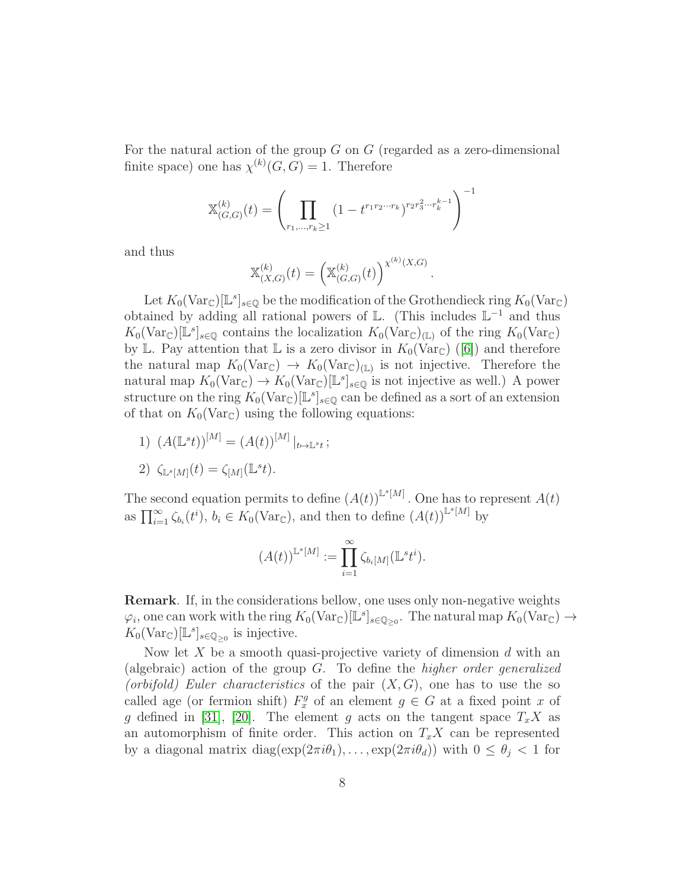For the natural action of the group $G$ on $G$ (regarded as a zero-dimensional finite space) one has $\chi^{(k)}(G,G) = 1$. Therefore

$$\mathbb{X}^{(k)}_{(G,G)}(t) = \left( \prod_{r_1,\ldots,r_k \geq 1} (1 - t^{r_1 r_2 \cdots r_k})^{r_2 r_3^2 \cdots r_k^{k-1}} \right)^{-1}$$

and thus

$$\mathbb{X}^{(k)}_{(X,G)}(t) = \left( \mathbb{X}^{(k)}_{(G,G)}(t) \right)^{\chi^{(k)}(X,G)}.$$

Let $K_0(\mathrm{Var}_{\mathbb{C}})[\mathbb{L}^s]_{s\in\mathbb{Q}}$ be the modification of the Grothendieck ring $K_0(\mathrm{Var}_{\mathbb{C}})$ obtained by adding all rational powers of $\mathbb{L}$. (This includes $\mathbb{L}^{-1}$ and thus $K_0(\mathrm{Var}_{\mathbb{C}})[\mathbb{L}^s]_{s\in\mathbb{Q}}$ contains the localization $K_0(\mathrm{Var}_{\mathbb{C}})_{(\mathbb{L})}$ of the ring $K_0(\mathrm{Var}_{\mathbb{C}})$ by $\mathbb{L}$. Pay attention that $\mathbb{L}$ is a zero divisor in $K_0(\mathrm{Var}_{\mathbb{C}})$ ([6]) and therefore the natural map $K_0(\mathrm{Var}_{\mathbb{C}}) \to K_0(\mathrm{Var}_{\mathbb{C}})_{(\mathbb{L})}$ is not injective. Therefore the natural map $K_0(\mathrm{Var}_{\mathbb{C}}) \to K_0(\mathrm{Var}_{\mathbb{C}})[\mathbb{L}^s]_{s\in\mathbb{Q}}$ is not injective as well.) A power structure on the ring $K_0(\mathrm{Var}_{\mathbb{C}})[\mathbb{L}^s]_{s\in\mathbb{Q}}$ can be defined as a sort of an extension of that on $K_0(\mathrm{Var}_{\mathbb{C}})$ using the following equations:

1) $(A(\mathbb{L}^s t))^{[M]} = (A(t))^{[M]} \mid_{t\mapsto \mathbb{L}^s t}$;

2) $\zeta_{\mathbb{L}^s[M]}(t) = \zeta_{[M]}(\mathbb{L}^s t)$.

The second equation permits to define $(A(t))^{\mathbb{L}^s[M]}$. One has to represent $A(t)$ as $\prod_{i=1}^{\infty} \zeta_{b_i}(t^i)$, $b_i \in K_0(\mathrm{Var}_{\mathbb{C}})$, and then to define $(A(t))^{\mathbb{L}^s[M]}$ by

$$(A(t))^{\mathbb{L}^s[M]} := \prod_{i=1}^{\infty} \zeta_{b_i[M]}(\mathbb{L}^s t^i).$$

**Remark**. If, in the considerations bellow, one uses only non-negative weights $\varphi_i$, one can work with the ring $K_0(\mathrm{Var}_{\mathbb{C}})[\mathbb{L}^s]_{s\in\mathbb{Q}_{\geq 0}}$. The natural map $K_0(\mathrm{Var}_{\mathbb{C}}) \to K_0(\mathrm{Var}_{\mathbb{C}})[\mathbb{L}^s]_{s\in\mathbb{Q}_{\geq 0}}$ is injective.

Now let $X$ be a smooth quasi-projective variety of dimension $d$ with an (algebraic) action of the group $G$. To define the *higher order generalized (orbifold) Euler characteristics* of the pair $(X, G)$, one has to use the so called age (or fermion shift) $F^g_x$ of an element $g \in G$ at a fixed point $x$ of $g$ defined in [31], [20]. The element $g$ acts on the tangent space $T_x X$ as an automorphism of finite order. This action on $T_x X$ can be represented by a diagonal matrix $\mathrm{diag}(\exp(2\pi i\theta_1), \ldots, \exp(2\pi i\theta_d))$ with $0 \leq \theta_j < 1$ for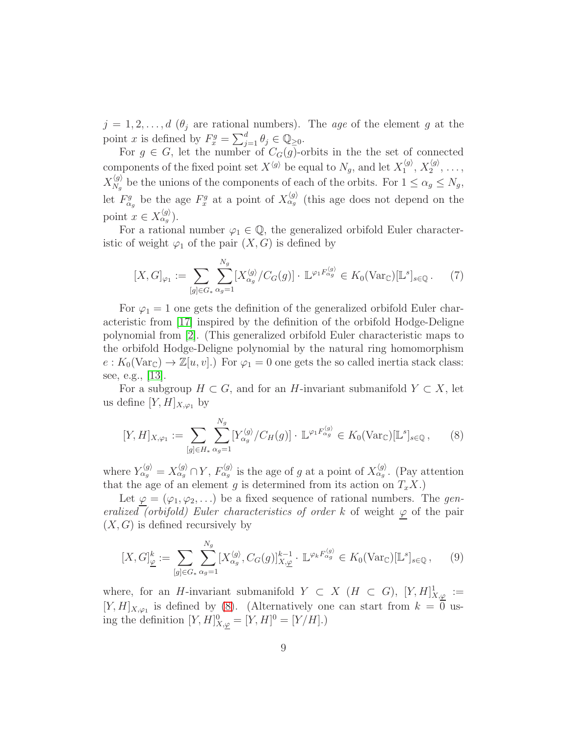$j = 1, 2, \ldots, d$ ($\theta_j$ are rational numbers). The *age* of the element $g$ at the point $x$ is defined by $F^g_x = \sum_{j=1}^d \theta_j \in \mathbb{Q}_{\geq 0}$.

For $g \in G$, let the number of $C_G(g)$-orbits in the the set of connected components of the fixed point set $X^{\langle g \rangle}$ be equal to $N_g$, and let $X^{\langle g \rangle}_1$, $X^{\langle g \rangle}_2$, ..., $X^{\langle g \rangle}_{N_g}$ be the unions of the components of each of the orbits. For $1 \leq \alpha_g \leq N_g$, let $F^g_{\alpha_g}$ be the age $F^g_x$ at a point of $X^{\langle g \rangle}_{\alpha_g}$ (this age does not depend on the point $x \in X^{\langle g \rangle}_{\alpha_g}$).

For a rational number $\varphi_1 \in \mathbb{Q}$, the generalized orbifold Euler characteristic of weight $\varphi_1$ of the pair $(X, G)$ is defined by

$$[X, G]_{\varphi_1} := \sum_{[g] \in G_*} \sum_{\alpha_g = 1}^{N_g} [X^{\langle g \rangle}_{\alpha_g}/C_G(g)] \cdot \mathbb{L}^{\varphi_1 F^{\langle g \rangle}_{\alpha_g}} \in K_0(\mathrm{Var}_{\mathbb{C}})[\mathbb{L}^s]_{s \in \mathbb{Q}}\,. \qquad (7)$$

For $\varphi_1 = 1$ one gets the definition of the generalized orbifold Euler characteristic from [17] inspired by the definition of the orbifold Hodge-Deligne polynomial from [2]. (This generalized orbifold Euler characteristic maps to the orbifold Hodge-Deligne polynomial by the natural ring homomorphism $e : K_0(\mathrm{Var}_{\mathbb{C}}) \to \mathbb{Z}[u, v]$.) For $\varphi_1 = 0$ one gets the so called inertia stack class: see, e.g., [13].

For a subgroup $H \subset G$, and for an $H$-invariant submanifold $Y \subset X$, let us define $[Y, H]_{X, \varphi_1}$ by

$$[Y, H]_{X, \varphi_1} := \sum_{[g] \in H_*} \sum_{\alpha_g = 1}^{N_g} [Y^{\langle g \rangle}_{\alpha_g}/C_H(g)] \cdot \mathbb{L}^{\varphi_1 F^{\langle g \rangle}_{\alpha_g}} \in K_0(\mathrm{Var}_{\mathbb{C}})[\mathbb{L}^s]_{s \in \mathbb{Q}}\,, \qquad (8)$$

where $Y^{\langle g \rangle}_{\alpha_g} = X^{\langle g \rangle}_{\alpha_g} \cap Y$, $F^{\langle g \rangle}_{\alpha_g}$ is the age of $g$ at a point of $X^{\langle g \rangle}_{\alpha_g}$. (Pay attention that the age of an element $g$ is determined from its action on $T_x X$.)

Let $\underline{\varphi} = (\varphi_1, \varphi_2, \ldots)$ be a fixed sequence of rational numbers. The *generalized (orbifold) Euler characteristics of order* $k$ of weight $\underline{\varphi}$ of the pair $(X, G)$ is defined recursively by

$$[X, G]^k_{\underline{\varphi}} := \sum_{[g] \in G_*} \sum_{\alpha_g = 1}^{N_g} [X^{\langle g \rangle}_{\alpha_g}, C_G(g)]^{k-1}_{X, \underline{\varphi}} \cdot \mathbb{L}^{\varphi_k F^{\langle g \rangle}_{\alpha_g}} \in K_0(\mathrm{Var}_{\mathbb{C}})[\mathbb{L}^s]_{s \in \mathbb{Q}}\,, \qquad (9)$$

where, for an $H$-invariant submanifold $Y \subset X$ ($H \subset G$), $[Y, H]^1_{X, \underline{\varphi}} := [Y, H]_{X, \varphi_1}$ is defined by (8). (Alternatively one can start from $k = 0$ using the definition $[Y, H]^0_{X, \underline{\varphi}} = [Y, H]^0 = [Y/H]$.)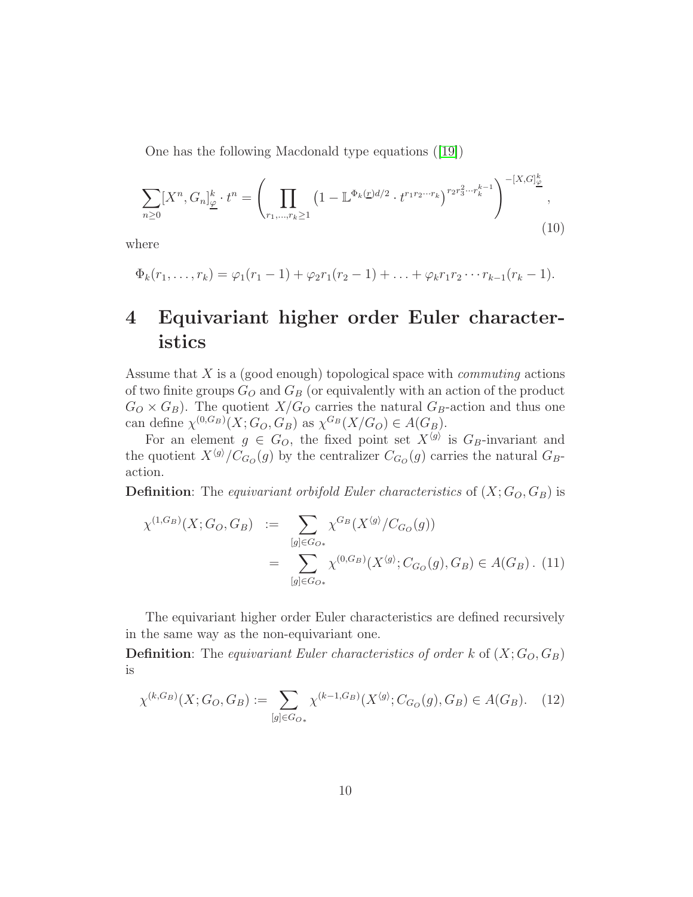One has the following Macdonald type equations ([19])

$$\sum_{n\geq 0}[X^n, G_n]^k_{\underline{\varphi}} \cdot t^n = \left( \prod_{r_1,\ldots,r_k\geq 1} \left(1 - \mathbb{L}^{\Phi_k(\underline{r})d/2} \cdot t^{r_1 r_2 \cdots r_k}\right)^{r_2 r_3^2 \cdots r_k^{k-1}} \right)^{-[X,G]^k_{\underline{\varphi}}}, \tag{10}$$

where

$$\Phi_k(r_1,\ldots,r_k) = \varphi_1(r_1-1) + \varphi_2 r_1(r_2-1) + \ldots + \varphi_k r_1 r_2 \cdots r_{k-1}(r_k-1).$$

# 4 Equivariant higher order Euler characteristics

Assume that $X$ is a (good enough) topological space with *commuting* actions of two finite groups $G_O$ and $G_B$ (or equivalently with an action of the product $G_O \times G_B$). The quotient $X/G_O$ carries the natural $G_B$-action and thus one can define $\chi^{(0,G_B)}(X; G_O, G_B)$ as $\chi^{G_B}(X/G_O) \in A(G_B)$.

For an element $g \in G_O$, the fixed point set $X^{\langle g\rangle}$ is $G_B$-invariant and the quotient $X^{\langle g\rangle}/C_{G_O}(g)$ by the centralizer $C_{G_O}(g)$ carries the natural $G_B$-action.

**Definition**: The *equivariant orbifold Euler characteristics* of $(X; G_O, G_B)$ is

$$\begin{aligned} \chi^{(1,G_B)}(X; G_O, G_B) &:= \sum_{[g]\in G_{O*}} \chi^{G_B}(X^{\langle g\rangle}/C_{G_O}(g)) \\ &= \sum_{[g]\in G_{O*}} \chi^{(0,G_B)}(X^{\langle g\rangle}; C_{G_O}(g), G_B) \in A(G_B)\,. \end{aligned} \tag{11}$$

The equivariant higher order Euler characteristics are defined recursively in the same way as the non-equivariant one.

**Definition**: The *equivariant Euler characteristics of order $k$* of $(X; G_O, G_B)$ is

$$\chi^{(k,G_B)}(X; G_O, G_B) := \sum_{[g]\in G_{O*}} \chi^{(k-1,G_B)}(X^{\langle g\rangle}; C_{G_O}(g), G_B) \in A(G_B). \tag{12}$$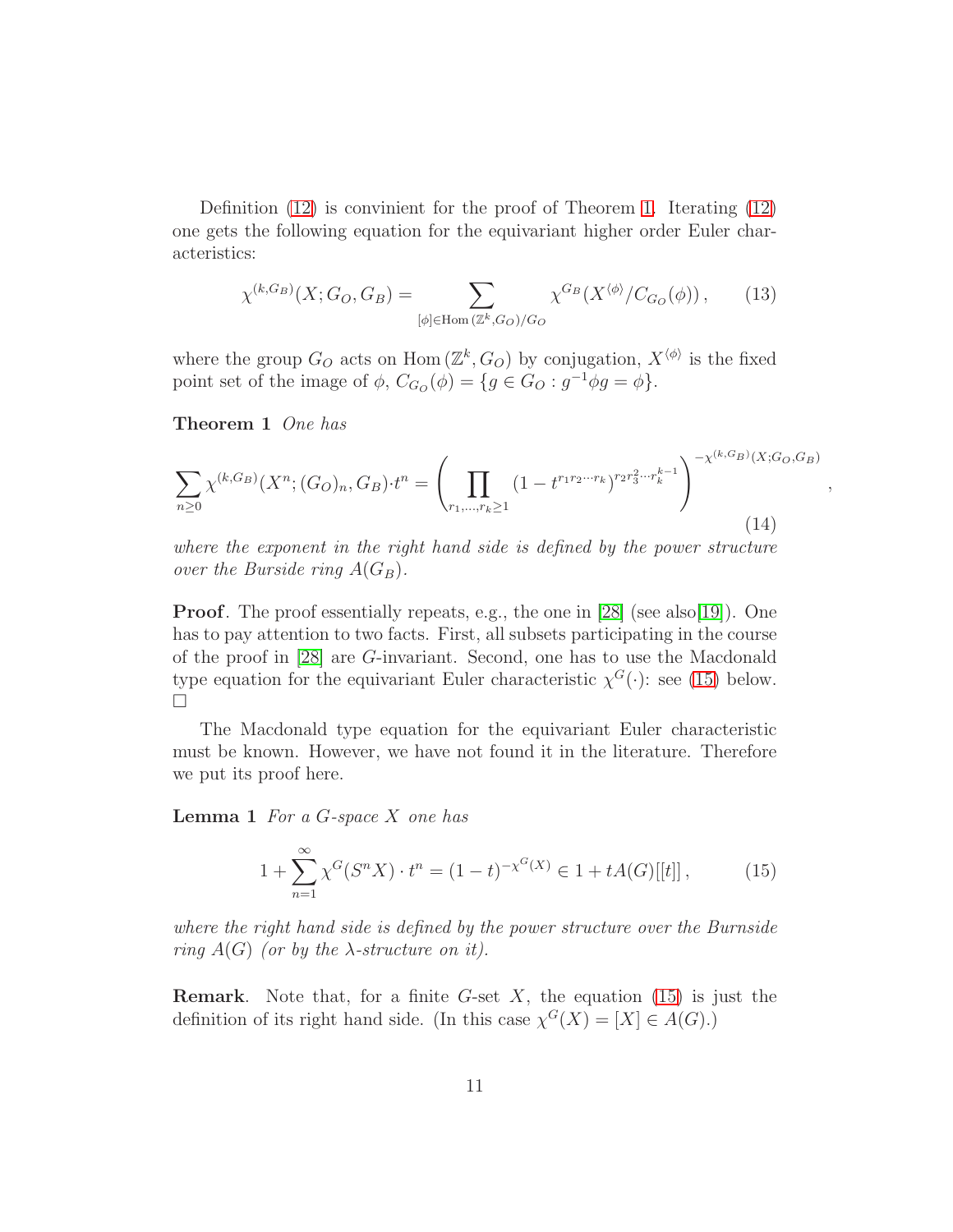Definition (12) is convinient for the proof of Theorem 1. Iterating (12) one gets the following equation for the equivariant higher order Euler characteristics:

$$\chi^{(k,G_B)}(X; G_O, G_B) = \sum_{[\phi]\in \mathrm{Hom}\,(\mathbb{Z}^k, G_O)/G_O} \chi^{G_B}(X^{\langle\phi\rangle}/C_{G_O}(\phi))\,, \qquad (13)$$

where the group $G_O$ acts on $\mathrm{Hom}\,(\mathbb{Z}^k, G_O)$ by conjugation, $X^{\langle\phi\rangle}$ is the fixed point set of the image of $\phi$, $C_{G_O}(\phi) = \{g \in G_O : g^{-1}\phi g = \phi\}$.

**Theorem 1** *One has*

$$\sum_{n\geq 0} \chi^{(k,G_B)}(X^n; (G_O)_n, G_B)\cdot t^n = \left(\prod_{r_1,\ldots,r_k\geq 1} (1-t^{r_1 r_2\cdots r_k})^{r_2 r_3^2\cdots r_k^{k-1}}\right)^{-\chi^{(k,G_B)}(X;G_O,G_B)}, \qquad (14)$$

*where the exponent in the right hand side is defined by the power structure over the Burside ring $A(G_B)$.*

**Proof**. The proof essentially repeats, e.g., the one in [28] (see also[19]). One has to pay attention to two facts. First, all subsets participating in the course of the proof in [28] are $G$-invariant. Second, one has to use the Macdonald type equation for the equivariant Euler characteristic $\chi^G(\cdot)$: see (15) below. □

The Macdonald type equation for the equivariant Euler characteristic must be known. However, we have not found it in the literature. Therefore we put its proof here.

**Lemma 1** *For a $G$-space $X$ one has*

$$1 + \sum_{n=1}^{\infty} \chi^G(S^n X)\cdot t^n = (1-t)^{-\chi^G(X)} \in 1 + tA(G)[[t]]\,, \qquad (15)$$

*where the right hand side is defined by the power structure over the Burnside ring $A(G)$ (or by the $\lambda$-structure on it).*

**Remark**. Note that, for a finite $G$-set $X$, the equation (15) is just the definition of its right hand side. (In this case $\chi^G(X) = [X] \in A(G)$.)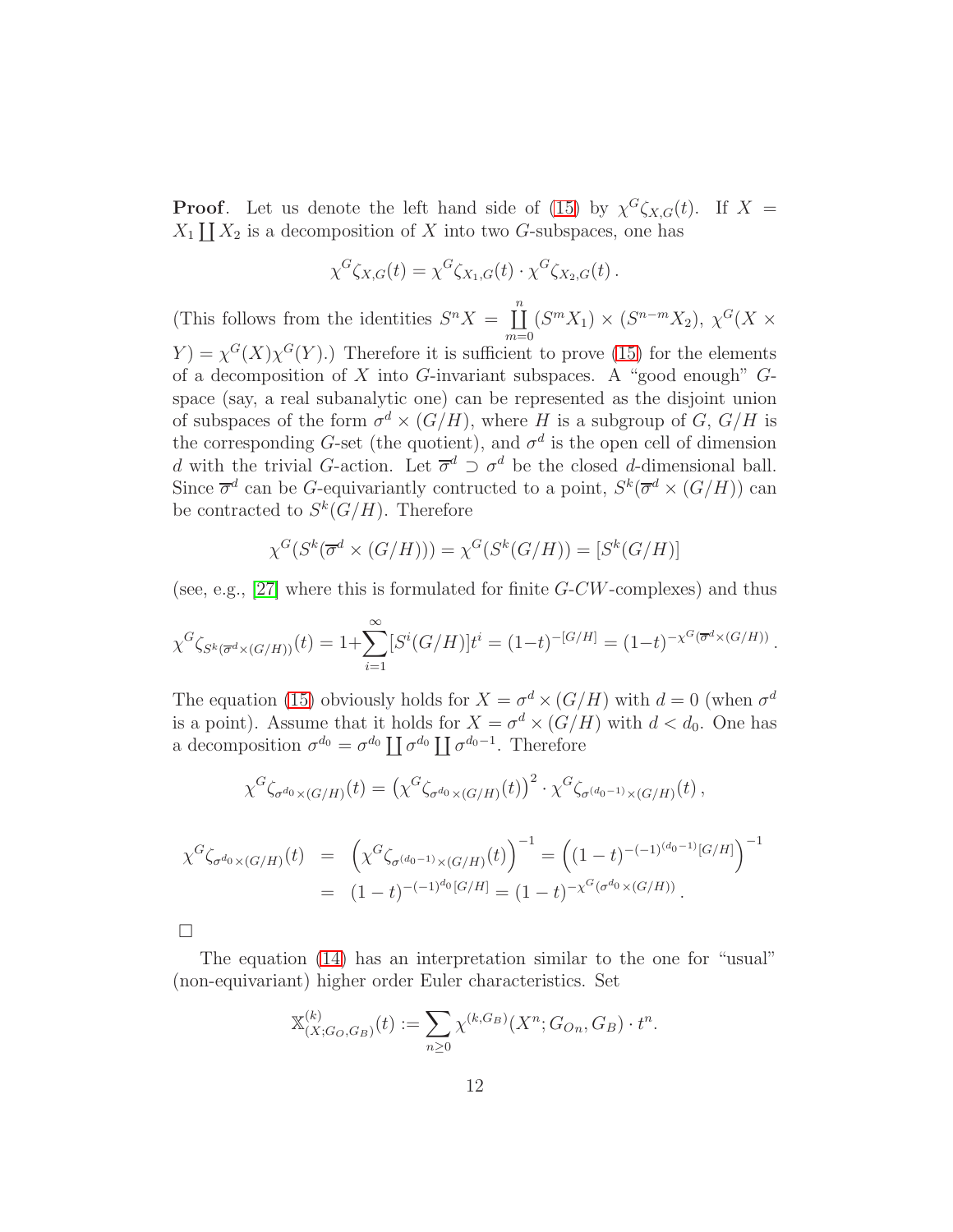**Proof**. Let us denote the left hand side of (15) by $\chi^G\zeta_{X,G}(t)$. If $X = X_1 \coprod X_2$ is a decomposition of $X$ into two $G$-subspaces, one has

$$\chi^G\zeta_{X,G}(t) = \chi^G\zeta_{X_1,G}(t) \cdot \chi^G\zeta_{X_2,G}(t)\,.$$

(This follows from the identities $S^nX = \coprod_{m=0}^{n}(S^mX_1) \times (S^{n-m}X_2)$, $\chi^G(X \times Y) = \chi^G(X)\chi^G(Y)$.) Therefore it is sufficient to prove (15) for the elements of a decomposition of $X$ into $G$-invariant subspaces. A "good enough" $G$-space (say, a real subanalytic one) can be represented as the disjoint union of subspaces of the form $\sigma^d \times (G/H)$, where $H$ is a subgroup of $G$, $G/H$ is the corresponding $G$-set (the quotient), and $\sigma^d$ is the open cell of dimension $d$ with the trivial $G$-action. Let $\overline{\sigma}^d \supset \sigma^d$ be the closed $d$-dimensional ball. Since $\overline{\sigma}^d$ can be $G$-equivariantly contructed to a point, $S^k(\overline{\sigma}^d \times (G/H))$ can be contracted to $S^k(G/H)$. Therefore

$$\chi^G(S^k(\overline{\sigma}^d \times (G/H))) = \chi^G(S^k(G/H)) = [S^k(G/H)]$$

(see, e.g., [27] where this is formulated for finite $G$-$CW$-complexes) and thus

$$\chi^G\zeta_{S^k(\overline{\sigma}^d\times(G/H))}(t) = 1+\sum_{i=1}^{\infty}[S^i(G/H)]t^i = (1-t)^{-[G/H]} = (1-t)^{-\chi^G(\overline{\sigma}^d\times(G/H))}\,.$$

The equation (15) obviously holds for $X = \sigma^d \times (G/H)$ with $d = 0$ (when $\sigma^d$ is a point). Assume that it holds for $X = \sigma^d \times (G/H)$ with $d < d_0$. One has a decomposition $\sigma^{d_0} = \sigma^{d_0} \coprod \sigma^{d_0} \coprod \sigma^{d_0-1}$. Therefore

$$\chi^G\zeta_{\sigma^{d_0}\times(G/H)}(t) = \left(\chi^G\zeta_{\sigma^{d_0}\times(G/H)}(t)\right)^2 \cdot \chi^G\zeta_{\sigma^{(d_0-1)}\times(G/H)}(t)\,,$$

$$\begin{aligned}
\chi^G\zeta_{\sigma^{d_0}\times(G/H)}(t) &= \left(\chi^G\zeta_{\sigma^{(d_0-1)}\times(G/H)}(t)\right)^{-1} = \left((1-t)^{-(-1)^{(d_0-1)}[G/H]}\right)^{-1} \\
&= (1-t)^{-(-1)^{d_0}[G/H]} = (1-t)^{-\chi^G(\sigma^{d_0}\times(G/H))}\,.
\end{aligned}$$

$\square$

The equation (14) has an interpretation similar to the one for "usual" (non-equivariant) higher order Euler characteristics. Set

$$\mathbb{X}^{(k)}_{(X;G_O,G_B)}(t) := \sum_{n\geq 0}\chi^{(k,G_B)}(X^n;G_{O_n},G_B)\cdot t^n.$$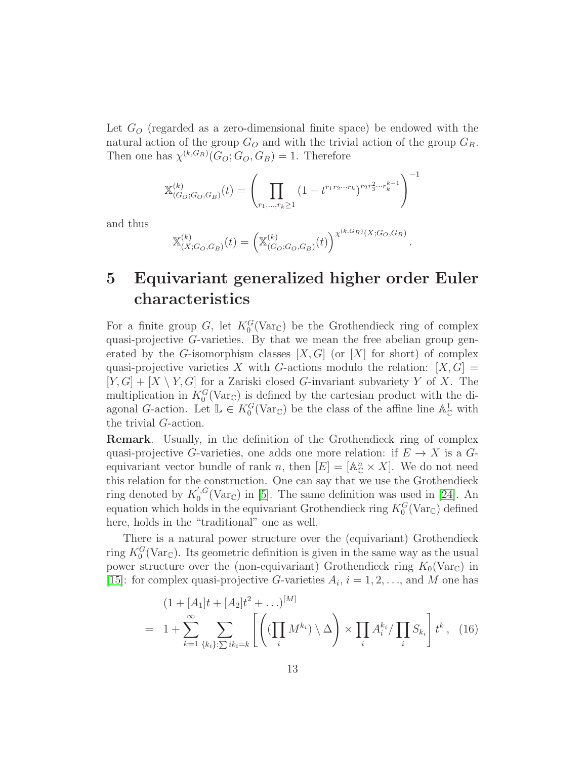Let $G_O$ (regarded as a zero-dimensional finite space) be endowed with the natural action of the group $G_O$ and with the trivial action of the group $G_B$. Then one has $\chi^{(k,G_B)}(G_O; G_O, G_B) = 1$. Therefore

$$
\mathbb{X}^{(k)}_{(G_O;G_O,G_B)}(t) = \left( \prod_{r_1,\ldots,r_k \geq 1} (1 - t^{r_1 r_2 \cdots r_k})^{r_2 r_3^2 \cdots r_k^{k-1}} \right)^{-1}
$$

and thus

$$
\mathbb{X}^{(k)}_{(X;G_O,G_B)}(t) = \left( \mathbb{X}^{(k)}_{(G_O;G_O,G_B)}(t) \right)^{\chi^{(k,G_B)}(X;G_O,G_B)}.
$$

# 5 Equivariant generalized higher order Euler characteristics

For a finite group $G$, let $K_0^G(\mathrm{Var}_{\mathbb{C}})$ be the Grothendieck ring of complex quasi-projective $G$-varieties. By that we mean the free abelian group generated by the $G$-isomorphism classes $[X, G]$ (or $[X]$ for short) of complex quasi-projective varieties $X$ with $G$-actions modulo the relation: $[X, G] = [Y, G] + [X \setminus Y, G]$ for a Zariski closed $G$-invariant subvariety $Y$ of $X$. The multiplication in $K_0^G(\mathrm{Var}_{\mathbb{C}})$ is defined by the cartesian product with the diagonal $G$-action. Let $\mathbb{L} \in K_0^G(\mathrm{Var}_{\mathbb{C}})$ be the class of the affine line $\mathbb{A}^1_{\mathbb{C}}$ with the trivial $G$-action.

**Remark**. Usually, in the definition of the Grothendieck ring of complex quasi-projective $G$-varieties, one adds one more relation: if $E \to X$ is a $G$-equivariant vector bundle of rank $n$, then $[E] = [\mathbb{A}^n_{\mathbb{C}} \times X]$. We do not need this relation for the construction. One can say that we use the Grothendieck ring denoted by $K_0^{',G}(\mathrm{Var}_{\mathbb{C}})$ in [5]. The same definition was used in [24]. An equation which holds in the equivariant Grothendieck ring $K_0^G(\mathrm{Var}_{\mathbb{C}})$ defined here, holds in the "traditional" one as well.

There is a natural power structure over the (equivariant) Grothendieck ring $K_0^G(\mathrm{Var}_{\mathbb{C}})$. Its geometric definition is given in the same way as the usual power structure over the (non-equivariant) Grothendieck ring $K_0(\mathrm{Var}_{\mathbb{C}})$ in [15]: for complex quasi-projective $G$-varieties $A_i$, $i = 1, 2, \ldots$, and $M$ one has

$$
\begin{aligned}
&(1 + [A_1]t + [A_2]t^2 + \ldots)^{[M]} \\
&= 1 + \sum_{k=1}^{\infty} \sum_{\{k_i\}: \sum i k_i = k} \left[ \left( \left(\prod_i M^{k_i}\right) \setminus \Delta \right) \times \prod_i A_i^{k_i} / \prod_i S_{k_i} \right] t^k, \quad (16)
\end{aligned}
$$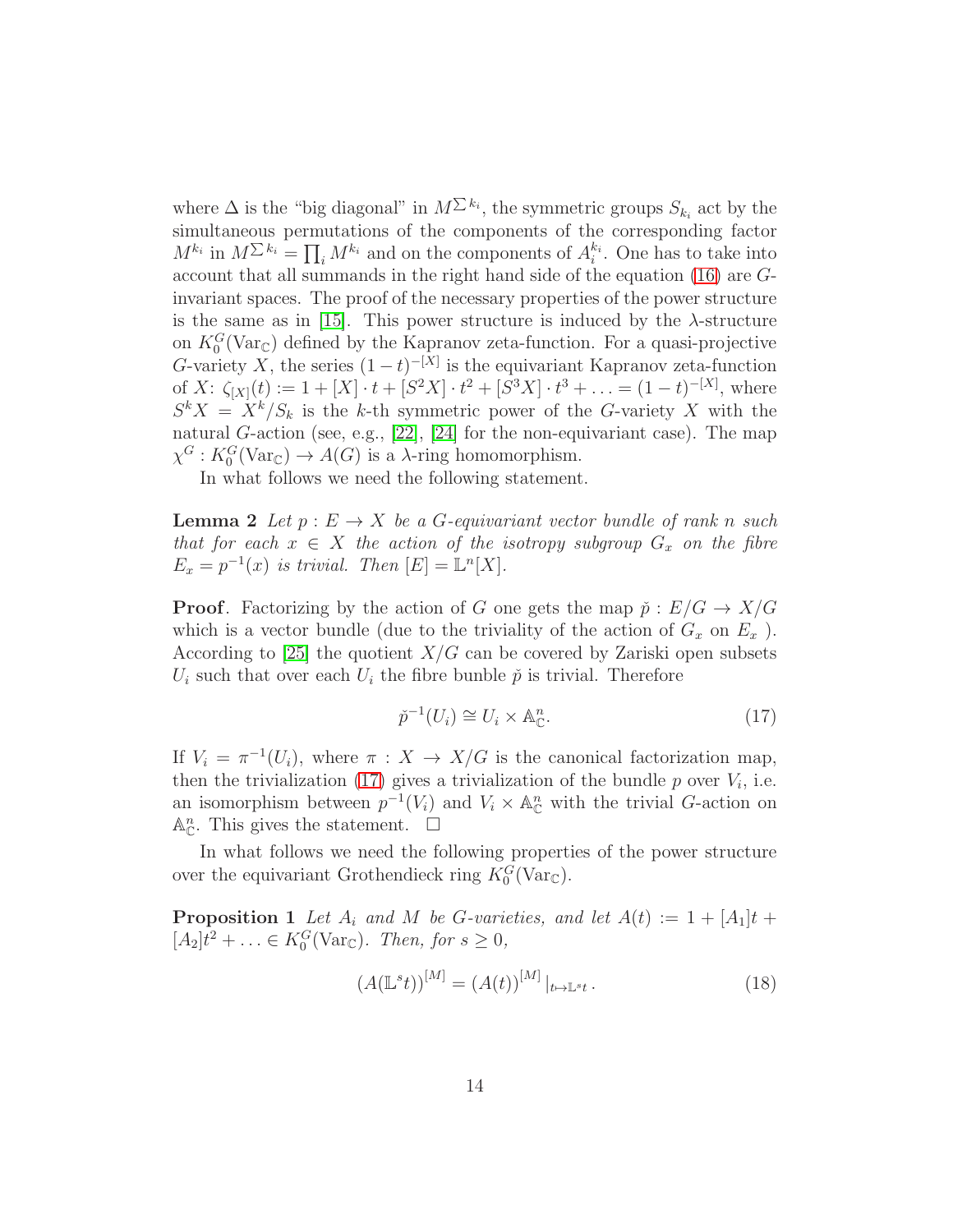where $\Delta$ is the "big diagonal" in $M^{\sum k_i}$, the symmetric groups $S_{k_i}$ act by the simultaneous permutations of the components of the corresponding factor $M^{k_i}$ in $M^{\sum k_i} = \prod_i M^{k_i}$ and on the components of $A_i^{k_i}$. One has to take into account that all summands in the right hand side of the equation (16) are $G$-invariant spaces. The proof of the necessary properties of the power structure is the same as in [15]. This power structure is induced by the $\lambda$-structure on $K_0^G(\mathrm{Var}_{\mathbb{C}})$ defined by the Kapranov zeta-function. For a quasi-projective $G$-variety $X$, the series $(1-t)^{-[X]}$ is the equivariant Kapranov zeta-function of $X$: $\zeta_{[X]}(t) := 1 + [X] \cdot t + [S^2X] \cdot t^2 + [S^3X] \cdot t^3 + \ldots = (1-t)^{-[X]}$, where $S^kX = X^k/S_k$ is the $k$-th symmetric power of the $G$-variety $X$ with the natural $G$-action (see, e.g., [22], [24] for the non-equivariant case). The map $\chi^G : K_0^G(\mathrm{Var}_{\mathbb{C}}) \to A(G)$ is a $\lambda$-ring homomorphism.

In what follows we need the following statement.

**Lemma 2** *Let $p : E \to X$ be a $G$-equivariant vector bundle of rank $n$ such that for each $x \in X$ the action of the isotropy subgroup $G_x$ on the fibre $E_x = p^{-1}(x)$ is trivial. Then $[E] = \mathbb{L}^n[X]$.*

**Proof**. Factorizing by the action of $G$ one gets the map $\check{p} : E/G \to X/G$ which is a vector bundle (due to the triviality of the action of $G_x$ on $E_x$ ). According to [25] the quotient $X/G$ can be covered by Zariski open subsets $U_i$ such that over each $U_i$ the fibre bunble $\check{p}$ is trivial. Therefore

$$\check{p}^{-1}(U_i) \cong U_i \times \mathbb{A}^n_{\mathbb{C}}. \tag{17}$$

If $V_i = \pi^{-1}(U_i)$, where $\pi : X \to X/G$ is the canonical factorization map, then the trivialization (17) gives a trivialization of the bundle $p$ over $V_i$, i.e. an isomorphism between $p^{-1}(V_i)$ and $V_i \times \mathbb{A}^n_{\mathbb{C}}$ with the trivial $G$-action on $\mathbb{A}^n_{\mathbb{C}}$. This gives the statement. $\square$

In what follows we need the following properties of the power structure over the equivariant Grothendieck ring $K_0^G(\mathrm{Var}_{\mathbb{C}})$.

**Proposition 1** *Let $A_i$ and $M$ be $G$-varieties, and let $A(t) := 1 + [A_1]t + [A_2]t^2 + \ldots \in K_0^G(\mathrm{Var}_{\mathbb{C}})$. Then, for $s \geq 0$,*

$$\left(A(\mathbb{L}^s t)\right)^{[M]} = \left(A(t)\right)^{[M]}|_{t \mapsto \mathbb{L}^s t}\,. \tag{18}$$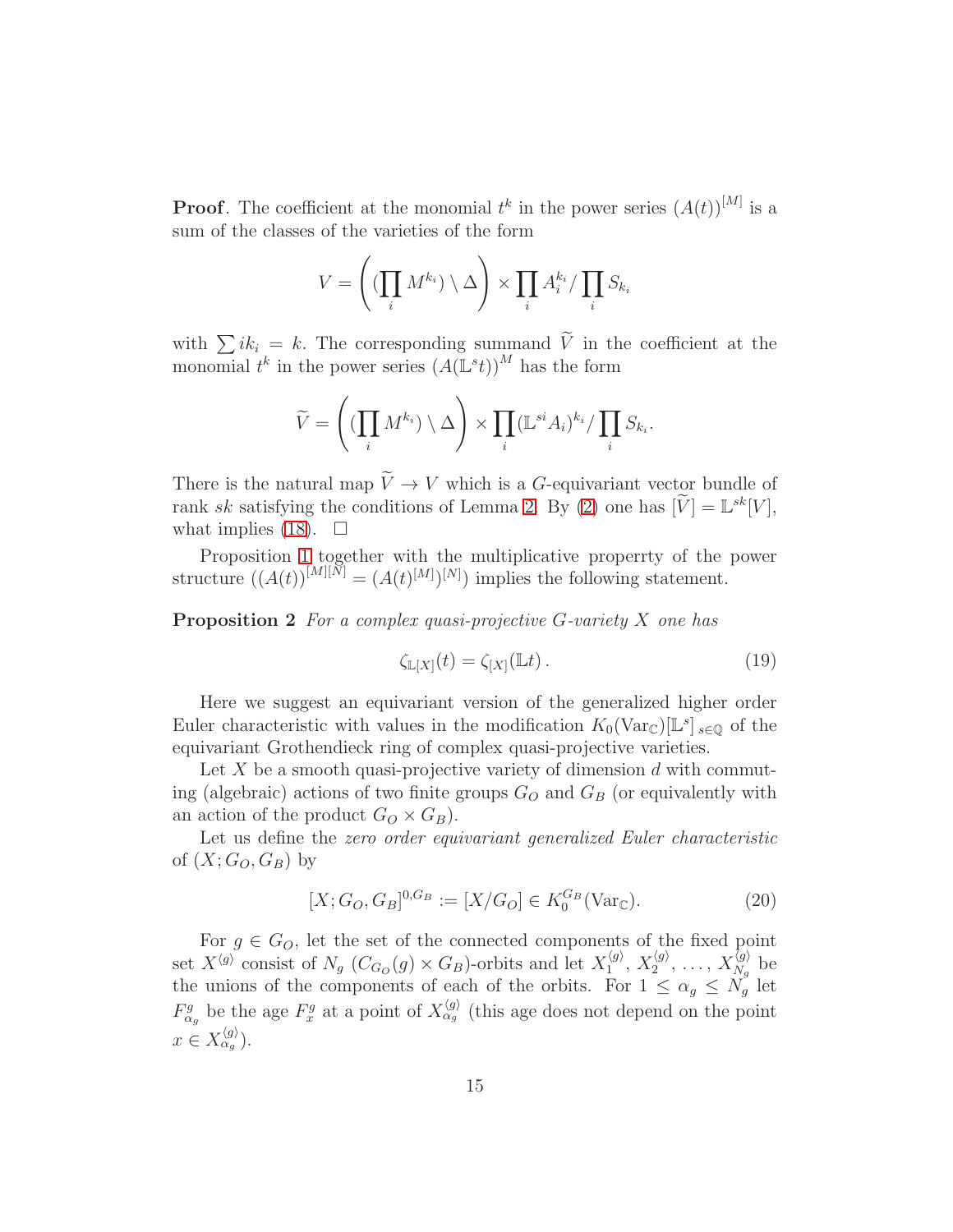**Proof**. The coefficient at the monomial $t^k$ in the power series $(A(t))^{[M]}$ is a sum of the classes of the varieties of the form

$$V = \left( (\prod_i M^{k_i}) \setminus \Delta \right) \times \prod_i A_i^{k_i} / \prod_i S_{k_i}$$

with $\sum ik_i = k$. The corresponding summand $\widetilde{V}$ in the coefficient at the monomial $t^k$ in the power series $(A(\mathbb{L}^s t))^M$ has the form

$$\widetilde{V} = \left( (\prod_i M^{k_i}) \setminus \Delta \right) \times \prod_i (\mathbb{L}^{si} A_i)^{k_i} / \prod_i S_{k_i}.$$

There is the natural map $\widetilde{V} \to V$ which is a $G$-equivariant vector bundle of rank $sk$ satisfying the conditions of Lemma 2. By (2) one has $[\widetilde{V}] = \mathbb{L}^{sk}[V]$, what implies (18). $\square$

Proposition 1 together with the multiplicative properrty of the power structure $((A(t))^{[M][N]} = (A(t)^{[M]})^{[N]})$ implies the following statement.

**Proposition 2** *For a complex quasi-projective $G$-variety $X$ one has*

$$\zeta_{\mathbb{L}[X]}(t) = \zeta_{[X]}(\mathbb{L}t)\,. \tag{19}$$

Here we suggest an equivariant version of the generalized higher order Euler characteristic with values in the modification $K_0(\mathrm{Var}_{\mathbb{C}})[\mathbb{L}^s]_{\,s\in\mathbb{Q}}$ of the equivariant Grothendieck ring of complex quasi-projective varieties.

Let $X$ be a smooth quasi-projective variety of dimension $d$ with commuting (algebraic) actions of two finite groups $G_O$ and $G_B$ (or equivalently with an action of the product $G_O \times G_B$).

Let us define the *zero order equivariant generalized Euler characteristic* of $(X; G_O, G_B)$ by

$$[X; G_O, G_B]^{0,G_B} := [X/G_O] \in K_0^{G_B}(\mathrm{Var}_{\mathbb{C}}). \tag{20}$$

For $g \in G_O$, let the set of the connected components of the fixed point set $X^{\langle g\rangle}$ consist of $N_g$ $(C_{G_O}(g) \times G_B)$-orbits and let $X_1^{\langle g\rangle}$, $X_2^{\langle g\rangle}$, $\ldots$, $X_{N_g}^{\langle g\rangle}$ be the unions of the components of each of the orbits. For $1 \leq \alpha_g \leq N_g$ let $F_{\alpha_g}^g$ be the age $F_x^g$ at a point of $X_{\alpha_g}^{\langle g\rangle}$ (this age does not depend on the point $x \in X_{\alpha_g}^{\langle g\rangle}$).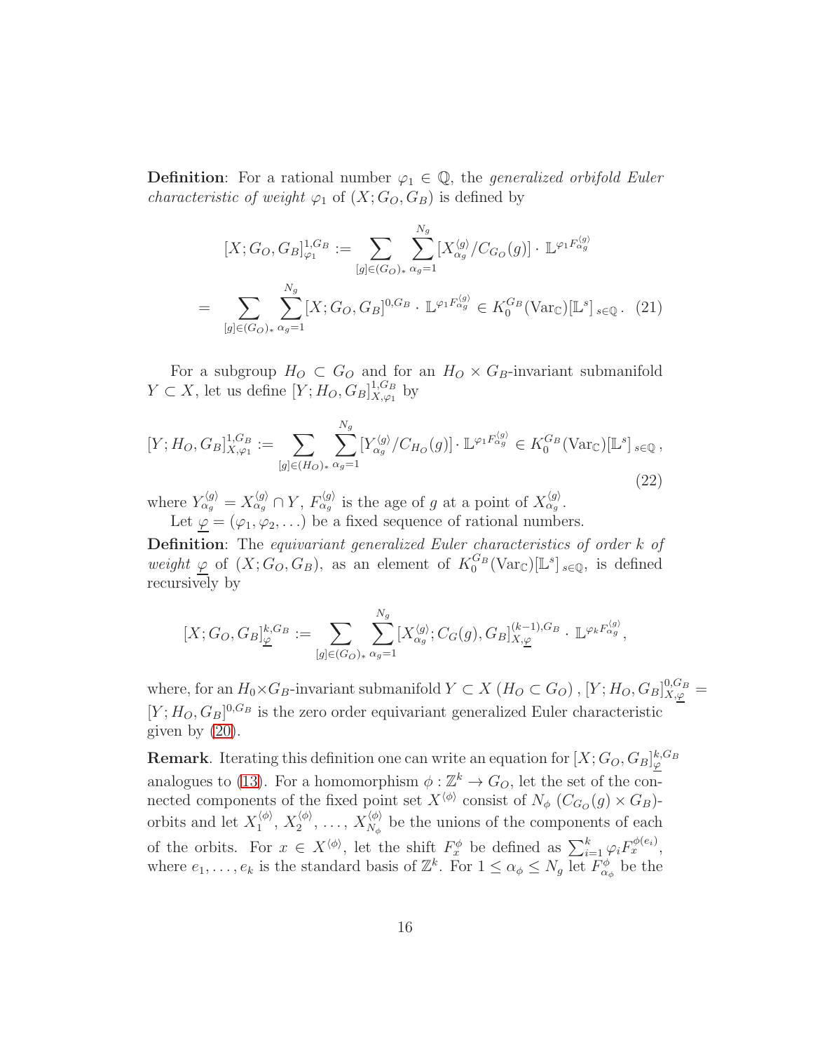**Definition**: For a rational number $\varphi_1 \in \mathbb{Q}$, the *generalized orbifold Euler characteristic of weight* $\varphi_1$ of $(X; G_O, G_B)$ is defined by

$$[X; G_O, G_B]^{1,G_B}_{\varphi_1} := \sum_{[g]\in(G_O)_*} \sum_{\alpha_g=1}^{N_g} [X^{\langle g\rangle}_{\alpha_g}/C_{G_O}(g)] \cdot \mathbb{L}^{\varphi_1 F^{\langle g\rangle}_{\alpha_g}}$$

$$= \sum_{[g]\in(G_O)_*} \sum_{\alpha_g=1}^{N_g} [X; G_O, G_B]^{0,G_B} \cdot \mathbb{L}^{\varphi_1 F^{\langle g\rangle}_{\alpha_g}} \in K_0^{G_B}(\mathrm{Var}_{\mathbb{C}})[\mathbb{L}^s]_{s\in\mathbb{Q}}\,. \quad (21)$$

For a subgroup $H_O \subset G_O$ and for an $H_O \times G_B$-invariant submanifold $Y \subset X$, let us define $[Y; H_O, G_B]^{1,G_B}_{X,\varphi_1}$ by

$$[Y; H_O, G_B]^{1,G_B}_{X,\varphi_1} := \sum_{[g]\in(H_O)_*} \sum_{\alpha_g=1}^{N_g} [Y^{\langle g\rangle}_{\alpha_g}/C_{H_O}(g)] \cdot \mathbb{L}^{\varphi_1 F^{\langle g\rangle}_{\alpha_g}} \in K_0^{G_B}(\mathrm{Var}_{\mathbb{C}})[\mathbb{L}^s]_{s\in\mathbb{Q}}\,, \quad (22)$$

where $Y^{\langle g\rangle}_{\alpha_g} = X^{\langle g\rangle}_{\alpha_g} \cap Y$, $F^{\langle g\rangle}_{\alpha_g}$ is the age of $g$ at a point of $X^{\langle g\rangle}_{\alpha_g}$.

Let $\underline{\varphi} = (\varphi_1, \varphi_2, \ldots)$ be a fixed sequence of rational numbers.

**Definition**: The *equivariant generalized Euler characteristics of order $k$ of weight $\underline{\varphi}$* of $(X; G_O, G_B)$, as an element of $K_0^{G_B}(\mathrm{Var}_{\mathbb{C}})[\mathbb{L}^s]_{s\in\mathbb{Q}}$, is defined recursively by

$$[X; G_O, G_B]^{k,G_B}_{\underline{\varphi}} := \sum_{[g]\in(G_O)_*} \sum_{\alpha_g=1}^{N_g} [X^{\langle g\rangle}_{\alpha_g}; C_G(g), G_B]^{(k-1),G_B}_{X,\underline{\varphi}} \cdot \mathbb{L}^{\varphi_k F^{\langle g\rangle}_{\alpha_g}},$$

where, for an $H_0 \times G_B$-invariant submanifold $Y \subset X$ $(H_O \subset G_O)$, $[Y; H_O, G_B]^{0,G_B}_{X,\underline{\varphi}} = [Y; H_O, G_B]^{0,G_B}$ is the zero order equivariant generalized Euler characteristic given by (20).

**Remark**. Iterating this definition one can write an equation for $[X; G_O, G_B]^{k,G_B}_{\underline{\varphi}}$ analogues to (13). For a homomorphism $\phi : \mathbb{Z}^k \to G_O$, let the set of the connected components of the fixed point set $X^{\langle\phi\rangle}$ consist of $N_\phi$ $(C_{G_O}(g) \times G_B)$-orbits and let $X^{\langle\phi\rangle}_1$, $X^{\langle\phi\rangle}_2$, ..., $X^{\langle\phi\rangle}_{N_\phi}$ be the unions of the components of each of the orbits. For $x \in X^{\langle\phi\rangle}$, let the shift $F^\phi_x$ be defined as $\sum_{i=1}^k \varphi_i F^{\phi(e_i)}_x$, where $e_1, \ldots, e_k$ is the standard basis of $\mathbb{Z}^k$. For $1 \le \alpha_\phi \le N_g$ let $F^\phi_{\alpha_\phi}$ be the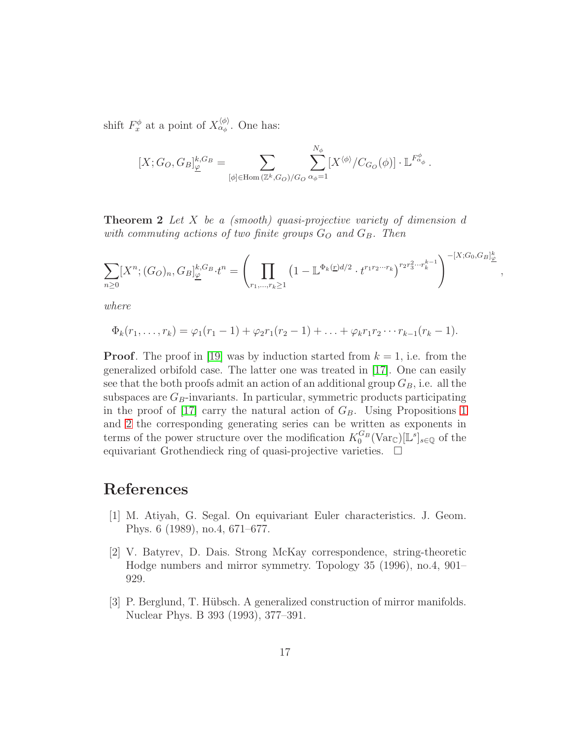shift $F_x^\phi$ at a point of $X_{\alpha_\phi}^{\langle\phi\rangle}$. One has:

$$[X; G_O, G_B]_{\underline{\varphi}}^{k, G_B} = \sum_{[\phi]\in \mathrm{Hom}\,(\mathbb{Z}^k, G_O)/G_O} \sum_{\alpha_\phi = 1}^{N_\phi} [X^{\langle\phi\rangle}/C_{G_O}(\phi)] \cdot \mathbb{L}^{F^\phi_{\alpha_\phi}}\,.$$

**Theorem 2** *Let $X$ be a (smooth) quasi-projective variety of dimension $d$ with commuting actions of two finite groups $G_O$ and $G_B$. Then*

$$\sum_{n\geq 0} [X^n; (G_O)_n, G_B]_{\underline{\varphi}}^{k, G_B} \cdot t^n = \left( \prod_{r_1, \ldots, r_k \geq 1} \left(1 - \mathbb{L}^{\Phi_k(\underline{r})d/2} \cdot t^{r_1 r_2 \cdots r_k}\right)^{r_2 r_3^2 \cdots r_k^{k-1}} \right)^{-[X; G_0, G_B]_{\underline{\varphi}}^k},$$

*where*

$$\Phi_k(r_1, \ldots, r_k) = \varphi_1(r_1 - 1) + \varphi_2 r_1 (r_2 - 1) + \ldots + \varphi_k r_1 r_2 \cdots r_{k-1}(r_k - 1).$$

**Proof**. The proof in [19] was by induction started from $k = 1$, i.e. from the generalized orbifold case. The latter one was treated in [17]. One can easily see that the both proofs admit an action of an additional group $G_B$, i.e. all the subspaces are $G_B$-invariants. In particular, symmetric products participating in the proof of [17] carry the natural action of $G_B$. Using Propositions 1 and 2 the corresponding generating series can be written as exponents in terms of the power structure over the modification $K_0^{G_B}(\mathrm{Var}_{\mathbb{C}})[\mathbb{L}^s]_{s\in\mathbb{Q}}$ of the equivariant Grothendieck ring of quasi-projective varieties. □

# References

[1] M. Atiyah, G. Segal. On equivariant Euler characteristics. J. Geom. Phys. 6 (1989), no.4, 671–677.

[2] V. Batyrev, D. Dais. Strong McKay correspondence, string-theoretic Hodge numbers and mirror symmetry. Topology 35 (1996), no.4, 901–929.

[3] P. Berglund, T. Hübsch. A generalized construction of mirror manifolds. Nuclear Phys. B 393 (1993), 377–391.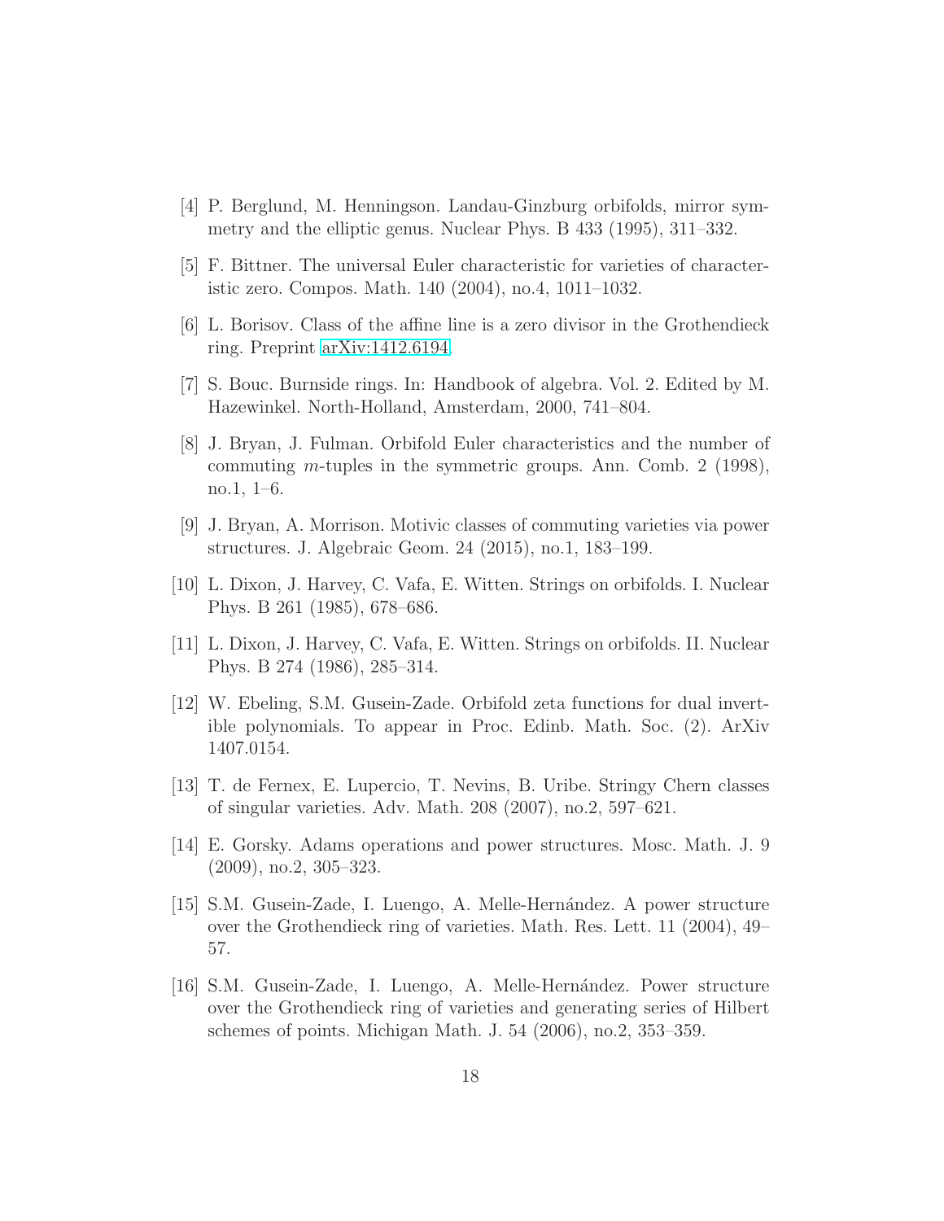[4] P. Berglund, M. Henningson. Landau-Ginzburg orbifolds, mirror symmetry and the elliptic genus. Nuclear Phys. B 433 (1995), 311–332.

[5] F. Bittner. The universal Euler characteristic for varieties of characteristic zero. Compos. Math. 140 (2004), no.4, 1011–1032.

[6] L. Borisov. Class of the affine line is a zero divisor in the Grothendieck ring. Preprint arXiv:1412.6194.

[7] S. Bouc. Burnside rings. In: Handbook of algebra. Vol. 2. Edited by M. Hazewinkel. North-Holland, Amsterdam, 2000, 741–804.

[8] J. Bryan, J. Fulman. Orbifold Euler characteristics and the number of commuting $m$-tuples in the symmetric groups. Ann. Comb. 2 (1998), no.1, 1–6.

[9] J. Bryan, A. Morrison. Motivic classes of commuting varieties via power structures. J. Algebraic Geom. 24 (2015), no.1, 183–199.

[10] L. Dixon, J. Harvey, C. Vafa, E. Witten. Strings on orbifolds. I. Nuclear Phys. B 261 (1985), 678–686.

[11] L. Dixon, J. Harvey, C. Vafa, E. Witten. Strings on orbifolds. II. Nuclear Phys. B 274 (1986), 285–314.

[12] W. Ebeling, S.M. Gusein-Zade. Orbifold zeta functions for dual invertible polynomials. To appear in Proc. Edinb. Math. Soc. (2). ArXiv 1407.0154.

[13] T. de Fernex, E. Lupercio, T. Nevins, B. Uribe. Stringy Chern classes of singular varieties. Adv. Math. 208 (2007), no.2, 597–621.

[14] E. Gorsky. Adams operations and power structures. Mosc. Math. J. 9 (2009), no.2, 305–323.

[15] S.M. Gusein-Zade, I. Luengo, A. Melle-Hernández. A power structure over the Grothendieck ring of varieties. Math. Res. Lett. 11 (2004), 49–57.

[16] S.M. Gusein-Zade, I. Luengo, A. Melle-Hernández. Power structure over the Grothendieck ring of varieties and generating series of Hilbert schemes of points. Michigan Math. J. 54 (2006), no.2, 353–359.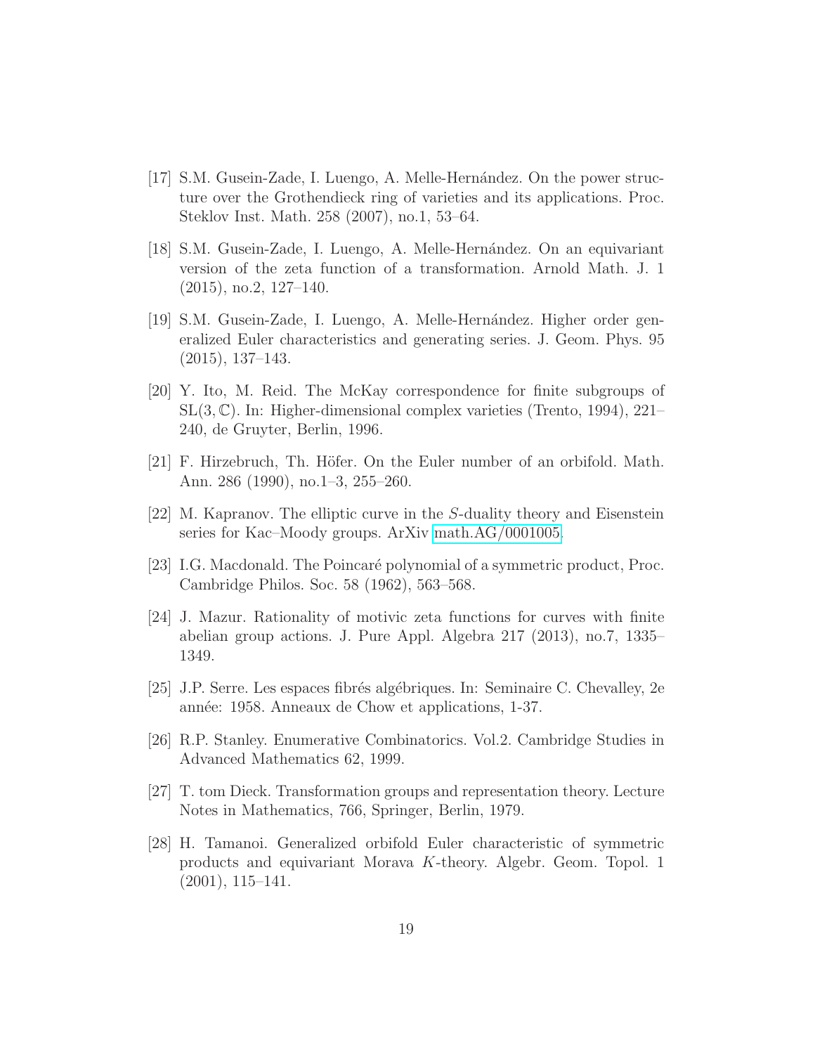[17] S.M. Gusein-Zade, I. Luengo, A. Melle-Hernández. On the power structure over the Grothendieck ring of varieties and its applications. Proc. Steklov Inst. Math. 258 (2007), no.1, 53–64.

[18] S.M. Gusein-Zade, I. Luengo, A. Melle-Hernández. On an equivariant version of the zeta function of a transformation. Arnold Math. J. 1 (2015), no.2, 127–140.

[19] S.M. Gusein-Zade, I. Luengo, A. Melle-Hernández. Higher order generalized Euler characteristics and generating series. J. Geom. Phys. 95 (2015), 137–143.

[20] Y. Ito, M. Reid. The McKay correspondence for finite subgroups of $\mathrm{SL}(3, \mathbb{C})$. In: Higher-dimensional complex varieties (Trento, 1994), 221–240, de Gruyter, Berlin, 1996.

[21] F. Hirzebruch, Th. Höfer. On the Euler number of an orbifold. Math. Ann. 286 (1990), no.1–3, 255–260.

[22] M. Kapranov. The elliptic curve in the $S$-duality theory and Eisenstein series for Kac–Moody groups. ArXiv math.AG/0001005.

[23] I.G. Macdonald. The Poincaré polynomial of a symmetric product, Proc. Cambridge Philos. Soc. 58 (1962), 563–568.

[24] J. Mazur. Rationality of motivic zeta functions for curves with finite abelian group actions. J. Pure Appl. Algebra 217 (2013), no.7, 1335–1349.

[25] J.P. Serre. Les espaces fibrés algébriques. In: Seminaire C. Chevalley, 2e année: 1958. Anneaux de Chow et applications, 1-37.

[26] R.P. Stanley. Enumerative Combinatorics. Vol.2. Cambridge Studies in Advanced Mathematics 62, 1999.

[27] T. tom Dieck. Transformation groups and representation theory. Lecture Notes in Mathematics, 766, Springer, Berlin, 1979.

[28] H. Tamanoi. Generalized orbifold Euler characteristic of symmetric products and equivariant Morava $K$-theory. Algebr. Geom. Topol. 1 (2001), 115–141.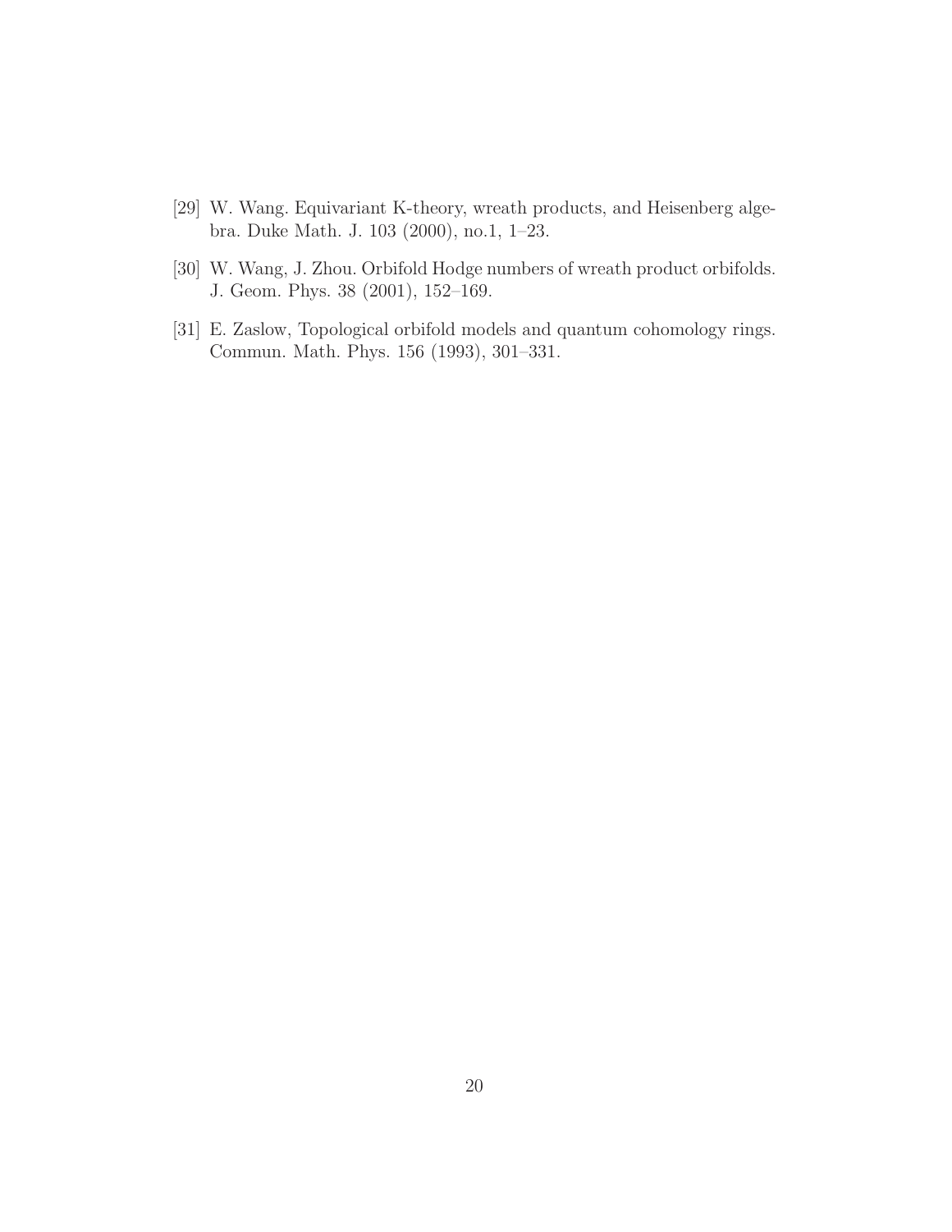[29] W. Wang. Equivariant K-theory, wreath products, and Heisenberg algebra. Duke Math. J. 103 (2000), no.1, 1–23.

[30] W. Wang, J. Zhou. Orbifold Hodge numbers of wreath product orbifolds. J. Geom. Phys. 38 (2001), 152–169.

[31] E. Zaslow, Topological orbifold models and quantum cohomology rings. Commun. Math. Phys. 156 (1993), 301–331.